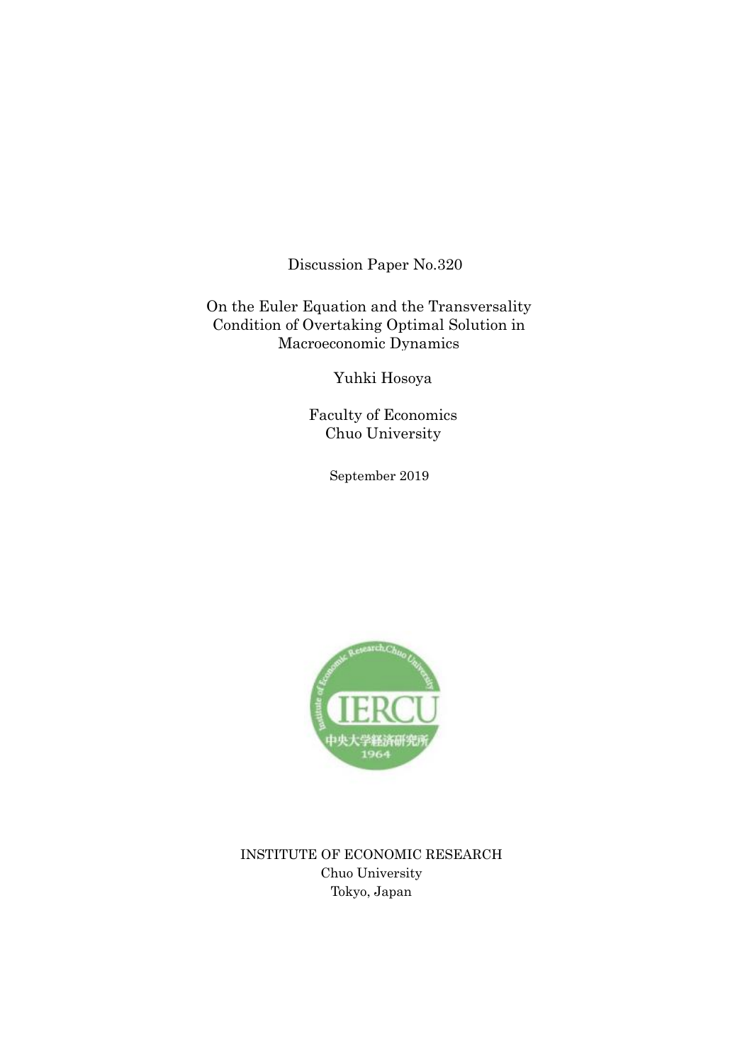Discussion Paper No.320

# On the Euler Equation and the Transversality Condition of Overtaking Optimal Solution in Macroeconomic Dynamics

Yuhki Hosoya

Faculty of Economics
Chuo University

September 2019

INSTITUTE OF ECONOMIC RESEARCH
Chuo University
Tokyo, Japan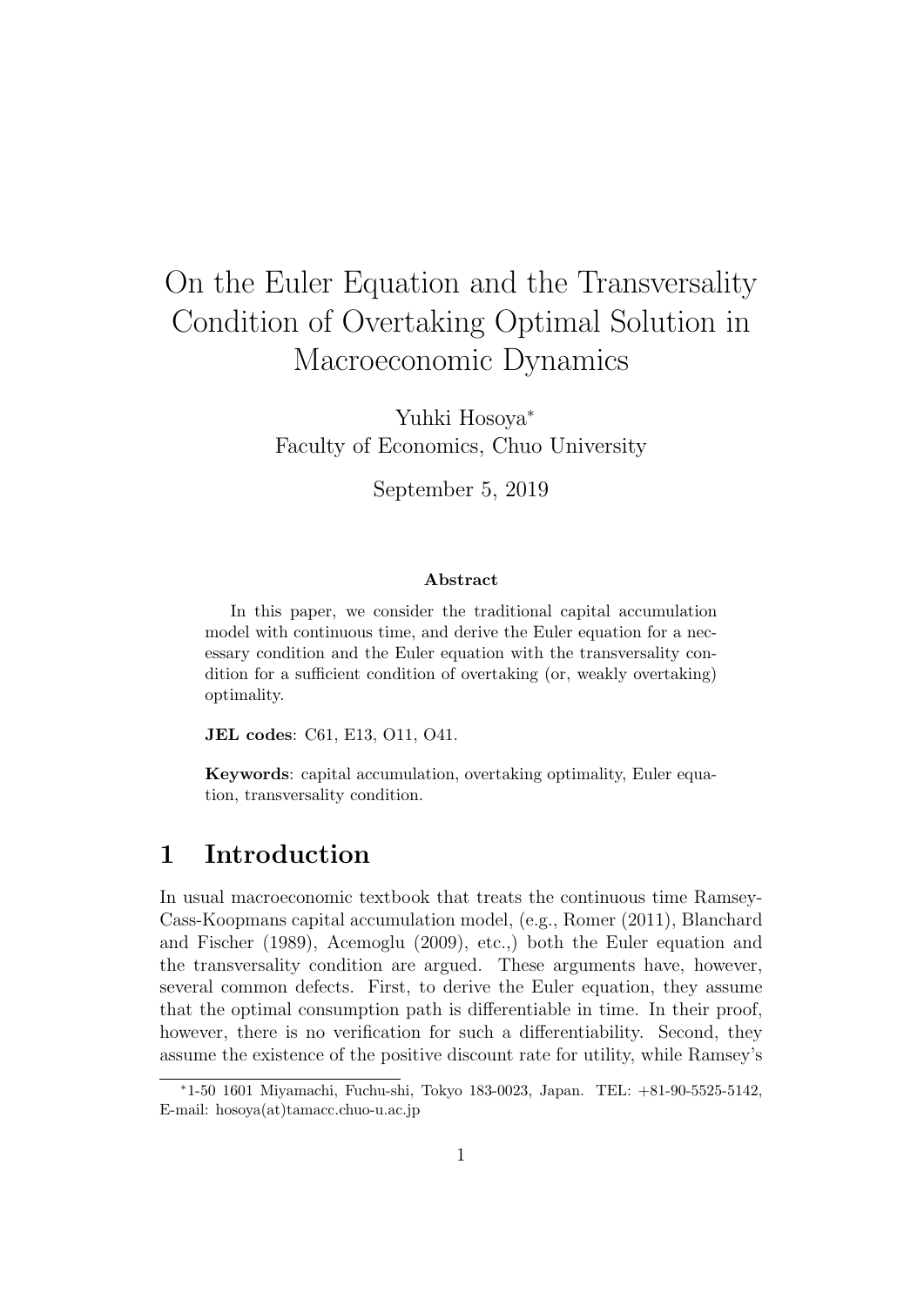# On the Euler Equation and the Transversality Condition of Overtaking Optimal Solution in Macroeconomic Dynamics

Yuhki Hosoya[*]
Faculty of Economics, Chuo University

September 5, 2019

**Abstract**

In this paper, we consider the traditional capital accumulation model with continuous time, and derive the Euler equation for a necessary condition and the Euler equation with the transversality condition for a sufficient condition of overtaking (or, weakly overtaking) optimality.

**JEL codes**: C61, E13, O11, O41.

**Keywords**: capital accumulation, overtaking optimality, Euler equation, transversality condition.

## 1 Introduction

In usual macroeconomic textbook that treats the continuous time Ramsey-Cass-Koopmans capital accumulation model, (e.g., Romer (2011), Blanchard and Fischer (1989), Acemoglu (2009), etc.,) both the Euler equation and the transversality condition are argued. These arguments have, however, several common defects. First, to derive the Euler equation, they assume that the optimal consumption path is differentiable in time. In their proof, however, there is no verification for such a differentiability. Second, they assume the existence of the positive discount rate for utility, while Ramsey's

[*] 1-50 1601 Miyamachi, Fuchu-shi, Tokyo 183-0023, Japan. TEL: +81-90-5525-5142, E-mail: hosoya(at)tamacc.chuo-u.ac.jp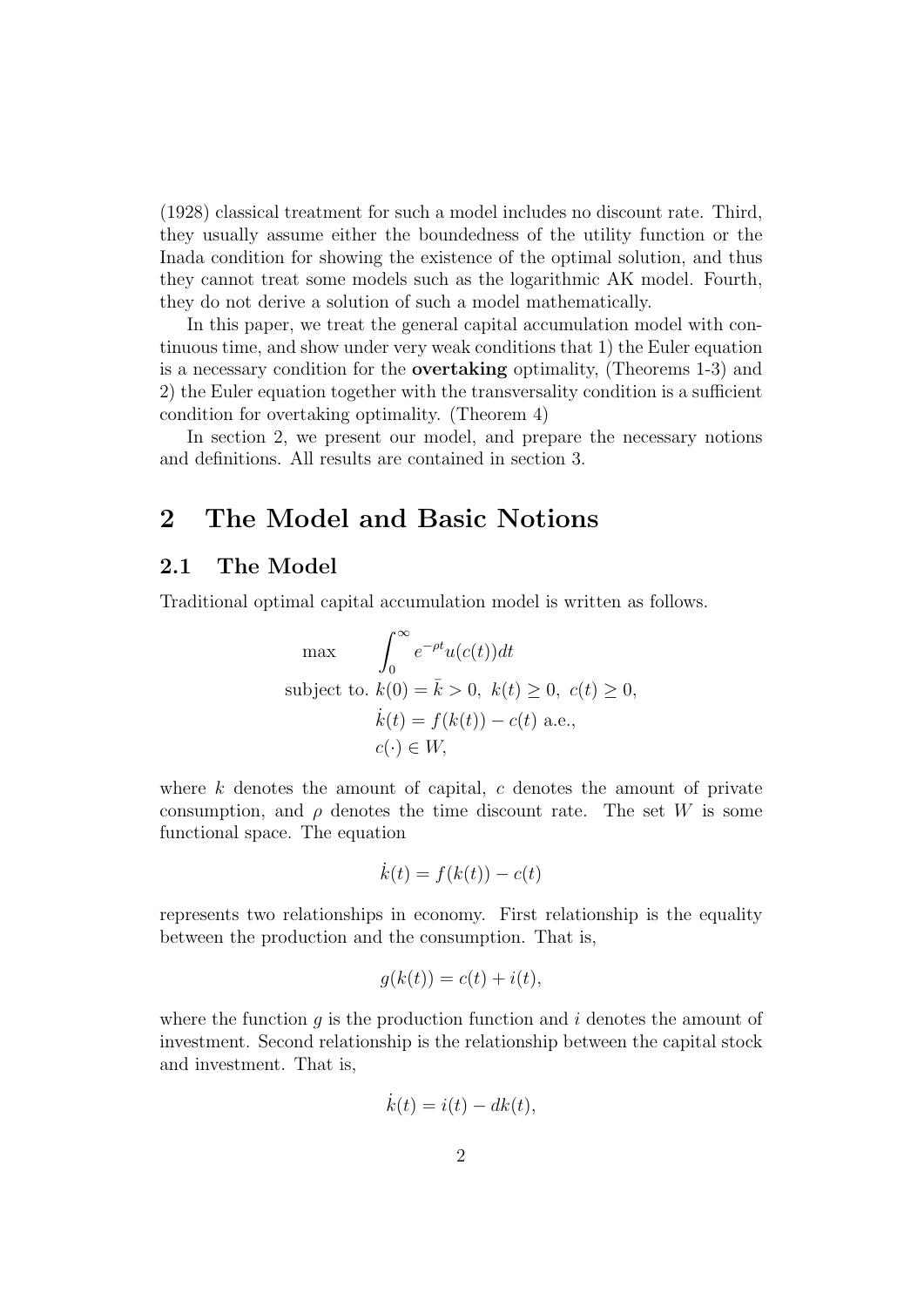(1928) classical treatment for such a model includes no discount rate. Third, they usually assume either the boundedness of the utility function or the Inada condition for showing the existence of the optimal solution, and thus they cannot treat some models such as the logarithmic AK model. Fourth, they do not derive a solution of such a model mathematically.

In this paper, we treat the general capital accumulation model with continuous time, and show under very weak conditions that 1) the Euler equation is a necessary condition for the **overtaking** optimality, (Theorems 1-3) and 2) the Euler equation together with the transversality condition is a sufficient condition for overtaking optimality. (Theorem 4)

In section 2, we present our model, and prepare the necessary notions and definitions. All results are contained in section 3.

# 2 The Model and Basic Notions

## 2.1 The Model

Traditional optimal capital accumulation model is written as follows.

$$
\begin{aligned}
\max \quad & \int_0^\infty e^{-\rho t} u(c(t))dt \\
\text{subject to. } & k(0) = \bar{k} > 0,\ k(t) \geq 0,\ c(t) \geq 0, \\
& \dot{k}(t) = f(k(t)) - c(t) \text{ a.e.}, \\
& c(\cdot) \in W,
\end{aligned}
$$

where $k$ denotes the amount of capital, $c$ denotes the amount of private consumption, and $\rho$ denotes the time discount rate. The set $W$ is some functional space. The equation

$$
\dot{k}(t) = f(k(t)) - c(t)
$$

represents two relationships in economy. First relationship is the equality between the production and the consumption. That is,

$$
g(k(t)) = c(t) + i(t),
$$

where the function $g$ is the production function and $i$ denotes the amount of investment. Second relationship is the relationship between the capital stock and investment. That is,

$$
\dot{k}(t) = i(t) - dk(t),
$$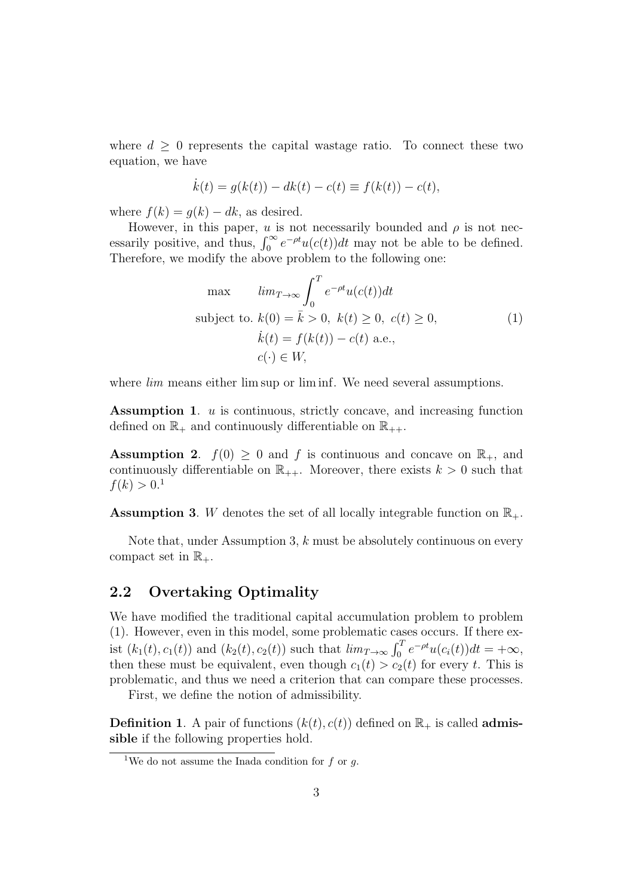where $d \geq 0$ represents the capital wastage ratio. To connect these two equation, we have

$$\dot{k}(t) = g(k(t)) - dk(t) - c(t) \equiv f(k(t)) - c(t),$$

where $f(k) = g(k) - dk$, as desired.

However, in this paper, $u$ is not necessarily bounded and $\rho$ is not necessarily positive, and thus, $\int_0^\infty e^{-\rho t} u(c(t))dt$ may not be able to be defined. Therefore, we modify the above problem to the following one:

$$\begin{aligned}
\max \quad & lim_{T\to\infty} \int_0^T e^{-\rho t} u(c(t))dt \\
\text{subject to. } & k(0) = \bar{k} > 0,\ k(t) \geq 0,\ c(t) \geq 0, \\
& \dot{k}(t) = f(k(t)) - c(t) \text{ a.e.}, \\
& c(\cdot) \in W,
\end{aligned} \tag{1}$$

where *lim* means either lim sup or lim inf. We need several assumptions.

**Assumption 1**. $u$ is continuous, strictly concave, and increasing function defined on $\mathbb{R}_+$ and continuously differentiable on $\mathbb{R}_{++}$.

**Assumption 2**. $f(0) \geq 0$ and $f$ is continuous and concave on $\mathbb{R}_+$, and continuously differentiable on $\mathbb{R}_{++}$. Moreover, there exists $k > 0$ such that $f(k) > 0$.[1]

**Assumption 3**. $W$ denotes the set of all locally integrable function on $\mathbb{R}_+$.

Note that, under Assumption 3, $k$ must be absolutely continuous on every compact set in $\mathbb{R}_+$.

## 2.2 Overtaking Optimality

We have modified the traditional capital accumulation problem to problem (1). However, even in this model, some problematic cases occurs. If there exist $(k_1(t), c_1(t))$ and $(k_2(t), c_2(t))$ such that $lim_{T\to\infty} \int_0^T e^{-\rho t} u(c_i(t))dt = +\infty$, then these must be equivalent, even though $c_1(t) > c_2(t)$ for every $t$. This is problematic, and thus we need a criterion that can compare these processes.

First, we define the notion of admissibility.

**Definition 1**. A pair of functions $(k(t), c(t))$ defined on $\mathbb{R}_+$ is called **admissible** if the following properties hold.

[1] We do not assume the Inada condition for $f$ or $g$.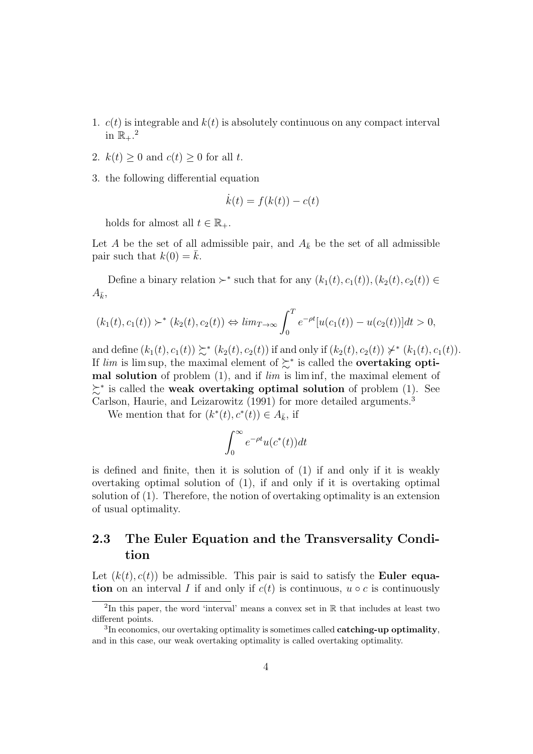1. $c(t)$ is integrable and $k(t)$ is absolutely continuous on any compact interval in $\mathbb{R}_+$.[2]

2. $k(t) \geq 0$ and $c(t) \geq 0$ for all $t$.

3. the following differential equation

$$\dot{k}(t) = f(k(t)) - c(t)$$

holds for almost all $t \in \mathbb{R}_+$.

Let $A$ be the set of all admissible pair, and $A_{\bar{k}}$ be the set of all admissible pair such that $k(0) = \bar{k}$.

Define a binary relation $\succ^*$ such that for any $(k_1(t), c_1(t)), (k_2(t), c_2(t)) \in A_{\bar{k}}$,

$$(k_1(t), c_1(t)) \succ^* (k_2(t), c_2(t)) \Leftrightarrow lim_{T\to\infty} \int_0^T e^{-\rho t}[u(c_1(t)) - u(c_2(t))]dt > 0,$$

and define $(k_1(t), c_1(t)) \succsim^* (k_2(t), c_2(t))$ if and only if $(k_2(t), c_2(t)) \not\succ^* (k_1(t), c_1(t))$. If $lim$ is $\limsup$, the maximal element of $\succsim^*$ is called the **overtaking optimal solution** of problem (1), and if $lim$ is $\liminf$, the maximal element of $\succsim^*$ is called the **weak overtaking optimal solution** of problem (1). See Carlson, Haurie, and Leizarowitz (1991) for more detailed arguments.[3]

We mention that for $(k^*(t), c^*(t)) \in A_{\bar{k}}$, if

$$\int_0^\infty e^{-\rho t} u(c^*(t))dt$$

is defined and finite, then it is solution of (1) if and only if it is weakly overtaking optimal solution of (1), if and only if it is overtaking optimal solution of (1). Therefore, the notion of overtaking optimality is an extension of usual optimality.

## 2.3 The Euler Equation and the Transversality Condition

Let $(k(t), c(t))$ be admissible. This pair is said to satisfy the **Euler equation** on an interval $I$ if and only if $c(t)$ is continuous, $u \circ c$ is continuously

[2] In this paper, the word 'interval' means a convex set in $\mathbb{R}$ that includes at least two different points.

[3] In economics, our overtaking optimality is sometimes called **catching-up optimality**, and in this case, our weak overtaking optimality is called overtaking optimality.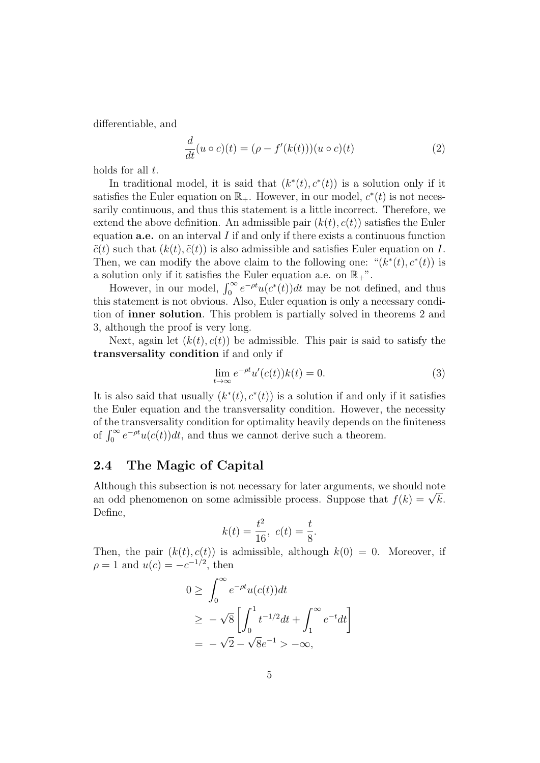differentiable, and

$$\frac{d}{dt}(u \circ c)(t) = (\rho - f'(k(t)))(u \circ c)(t) \tag{2}$$

holds for all $t$.

In traditional model, it is said that $(k^*(t), c^*(t))$ is a solution only if it satisfies the Euler equation on $\mathbb{R}_+$. However, in our model, $c^*(t)$ is not necessarily continuous, and thus this statement is a little incorrect. Therefore, we extend the above definition. An admissible pair $(k(t), c(t))$ satisfies the Euler equation **a.e.** on an interval $I$ if and only if there exists a continuous function $\tilde{c}(t)$ such that $(k(t), \tilde{c}(t))$ is also admissible and satisfies Euler equation on $I$. Then, we can modify the above claim to the following one: "$(k^*(t), c^*(t))$ is a solution only if it satisfies the Euler equation a.e. on $\mathbb{R}_+$".

However, in our model, $\int_0^\infty e^{-\rho t}u(c^*(t))dt$ may be not defined, and thus this statement is not obvious. Also, Euler equation is only a necessary condition of **inner solution**. This problem is partially solved in theorems 2 and 3, although the proof is very long.

Next, again let $(k(t), c(t))$ be admissible. This pair is said to satisfy the **transversality condition** if and only if

$$\lim_{t\to\infty} e^{-\rho t}u'(c(t))k(t) = 0. \tag{3}$$

It is also said that usually $(k^*(t), c^*(t))$ is a solution if and only if it satisfies the Euler equation and the transversality condition. However, the necessity of the transversality condition for optimality heavily depends on the finiteness of $\int_0^\infty e^{-\rho t}u(c(t))dt$, and thus we cannot derive such a theorem.

## 2.4 The Magic of Capital

Although this subsection is not necessary for later arguments, we should note an odd phenomenon on some admissible process. Suppose that $f(k) = \sqrt{k}$. Define,

$$k(t) = \frac{t^2}{16},\ c(t) = \frac{t}{8}.$$

Then, the pair $(k(t), c(t))$ is admissible, although $k(0) = 0$. Moreover, if $\rho = 1$ and $u(c) = -c^{-1/2}$, then

$$\begin{aligned} 0 \geq & \int_0^\infty e^{-\rho t}u(c(t))dt \\ \geq & -\sqrt{8}\left[\int_0^1 t^{-1/2}dt + \int_1^\infty e^{-t}dt\right] \\ = & -\sqrt{2} - \sqrt{8}e^{-1} > -\infty, \end{aligned}$$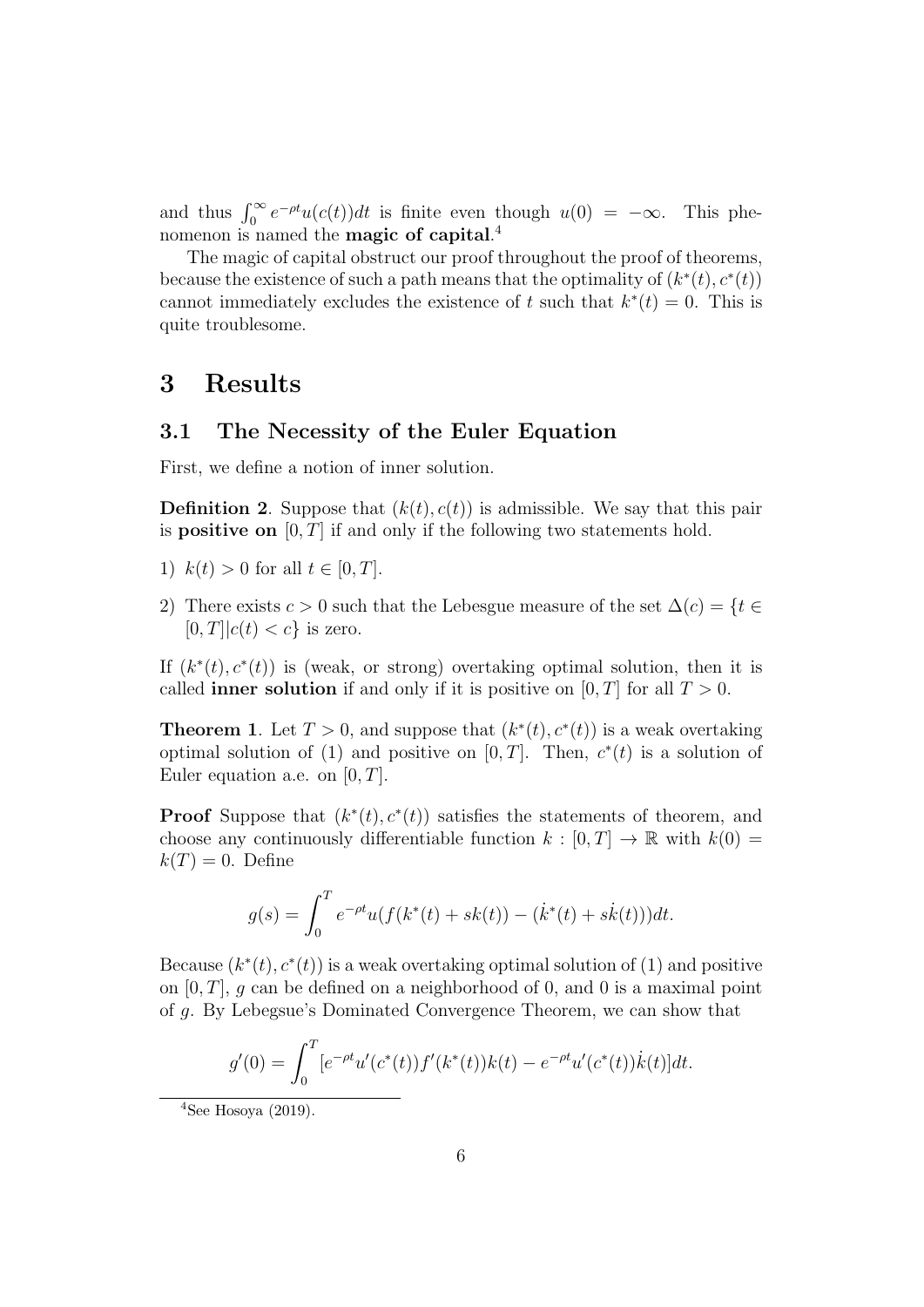and thus $\int_0^\infty e^{-\rho t}u(c(t))dt$ is finite even though $u(0) = -\infty$. This phenomenon is named the **magic of capital**.[4]

The magic of capital obstruct our proof throughout the proof of theorems, because the existence of such a path means that the optimality of $(k^*(t), c^*(t))$ cannot immediately excludes the existence of $t$ such that $k^*(t) = 0$. This is quite troublesome.

# 3 Results

## 3.1 The Necessity of the Euler Equation

First, we define a notion of inner solution.

**Definition 2**. Suppose that $(k(t), c(t))$ is admissible. We say that this pair is **positive on** $[0, T]$ if and only if the following two statements hold.

1) $k(t) > 0$ for all $t \in [0, T]$.

2) There exists $c > 0$ such that the Lebesgue measure of the set $\Delta(c) = \{t \in [0, T] | c(t) < c\}$ is zero.

If $(k^*(t), c^*(t))$ is (weak, or strong) overtaking optimal solution, then it is called **inner solution** if and only if it is positive on $[0, T]$ for all $T > 0$.

**Theorem 1**. Let $T > 0$, and suppose that $(k^*(t), c^*(t))$ is a weak overtaking optimal solution of (1) and positive on $[0, T]$. Then, $c^*(t)$ is a solution of Euler equation a.e. on $[0, T]$.

**Proof** Suppose that $(k^*(t), c^*(t))$ satisfies the statements of theorem, and choose any continuously differentiable function $k : [0, T] \to \mathbb{R}$ with $k(0) = k(T) = 0$. Define

$$g(s) = \int_0^T e^{-\rho t}u(f(k^*(t) + sk(t)) - (\dot{k}^*(t) + s\dot{k}(t)))dt.$$

Because $(k^*(t), c^*(t))$ is a weak overtaking optimal solution of (1) and positive on $[0, T]$, $g$ can be defined on a neighborhood of 0, and 0 is a maximal point of $g$. By Lebegsue's Dominated Convergence Theorem, we can show that

$$g'(0) = \int_0^T [e^{-\rho t}u'(c^*(t))f'(k^*(t))k(t) - e^{-\rho t}u'(c^*(t))\dot{k}(t)]dt.$$

[4] See Hosoya (2019).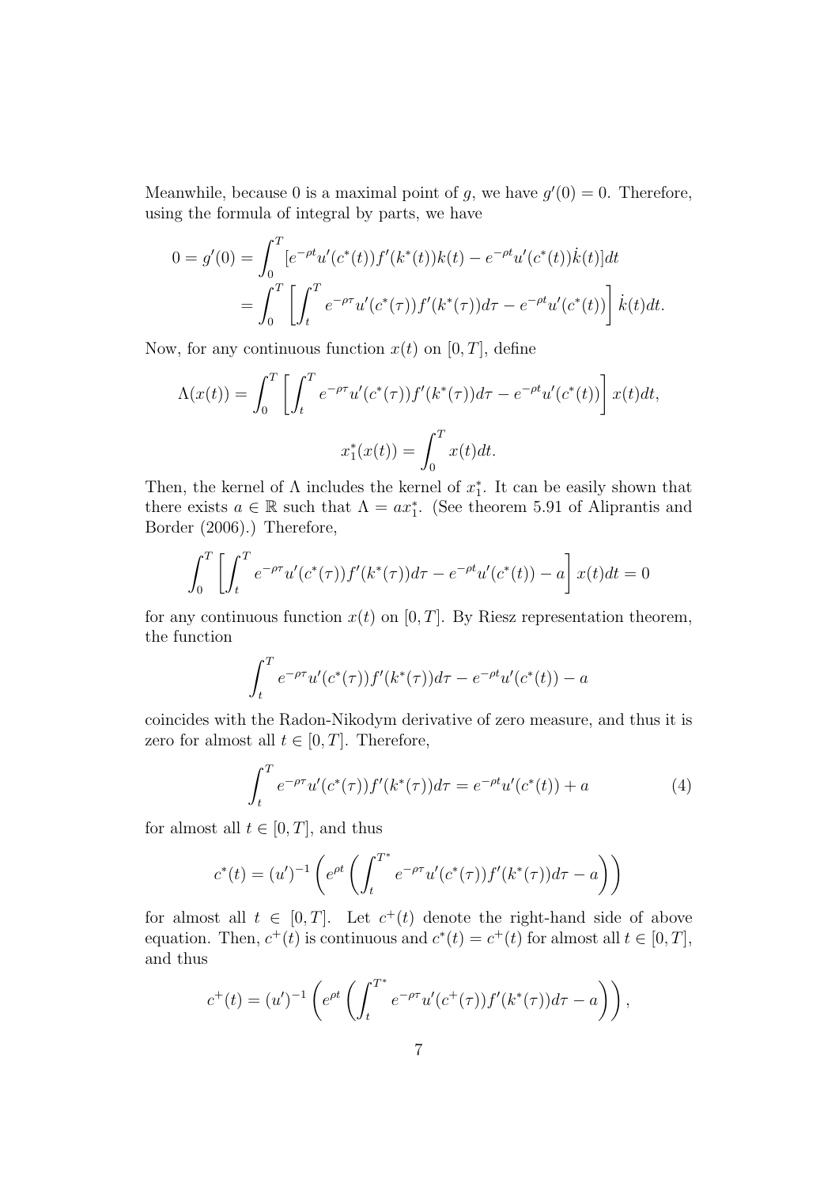Meanwhile, because 0 is a maximal point of $g$, we have $g'(0) = 0$. Therefore, using the formula of integral by parts, we have

$$
\begin{aligned}
0 = g'(0) &= \int_0^T [e^{-\rho t} u'(c^*(t)) f'(k^*(t)) k(t) - e^{-\rho t} u'(c^*(t)) \dot{k}(t)] dt \\
&= \int_0^T \left[ \int_t^T e^{-\rho \tau} u'(c^*(\tau)) f'(k^*(\tau)) d\tau - e^{-\rho t} u'(c^*(t)) \right] \dot{k}(t) dt.
\end{aligned}
$$

Now, for any continuous function $x(t)$ on $[0, T]$, define

$$
\Lambda(x(t)) = \int_0^T \left[ \int_t^T e^{-\rho \tau} u'(c^*(\tau)) f'(k^*(\tau)) d\tau - e^{-\rho t} u'(c^*(t)) \right] x(t) dt,
$$

$$
x_1^*(x(t)) = \int_0^T x(t) dt.
$$

Then, the kernel of $\Lambda$ includes the kernel of $x_1^*$. It can be easily shown that there exists $a \in \mathbb{R}$ such that $\Lambda = a x_1^*$. (See theorem 5.91 of Aliprantis and Border (2006).) Therefore,

$$
\int_0^T \left[ \int_t^T e^{-\rho \tau} u'(c^*(\tau)) f'(k^*(\tau)) d\tau - e^{-\rho t} u'(c^*(t)) - a \right] x(t) dt = 0
$$

for any continuous function $x(t)$ on $[0, T]$. By Riesz representation theorem, the function

$$
\int_t^T e^{-\rho \tau} u'(c^*(\tau)) f'(k^*(\tau)) d\tau - e^{-\rho t} u'(c^*(t)) - a
$$

coincides with the Radon-Nikodym derivative of zero measure, and thus it is zero for almost all $t \in [0, T]$. Therefore,

$$
\int_t^T e^{-\rho \tau} u'(c^*(\tau)) f'(k^*(\tau)) d\tau = e^{-\rho t} u'(c^*(t)) + a \tag{4}
$$

for almost all $t \in [0, T]$, and thus

$$
c^*(t) = (u')^{-1} \left( e^{\rho t} \left( \int_t^{T^*} e^{-\rho \tau} u'(c^*(\tau)) f'(k^*(\tau)) d\tau - a \right) \right)
$$

for almost all $t \in [0, T]$. Let $c^+(t)$ denote the right-hand side of above equation. Then, $c^+(t)$ is continuous and $c^*(t) = c^+(t)$ for almost all $t \in [0, T]$, and thus

$$
c^+(t) = (u')^{-1} \left( e^{\rho t} \left( \int_t^{T^*} e^{-\rho \tau} u'(c^+(\tau)) f'(k^*(\tau)) d\tau - a \right) \right),
$$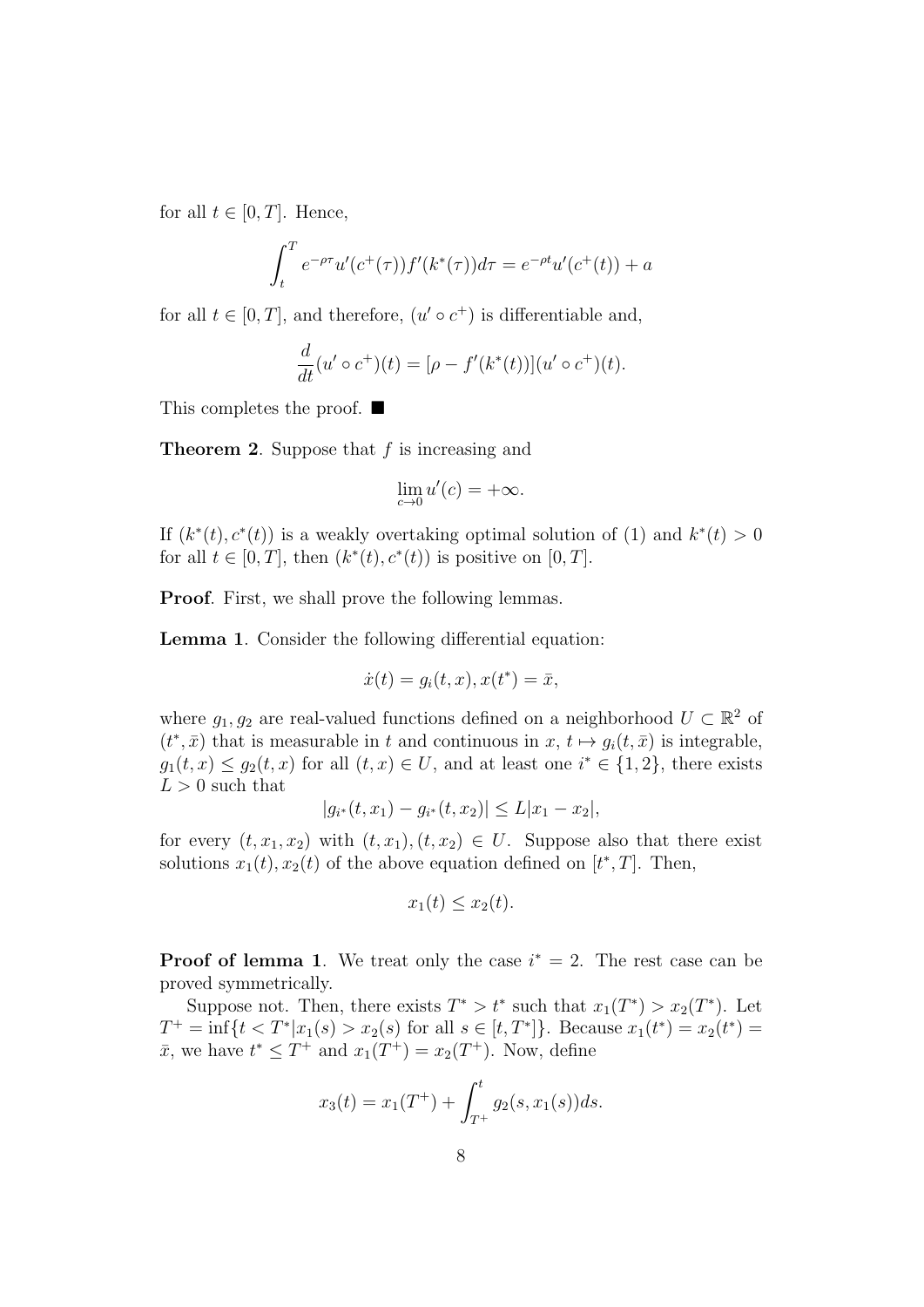for all $t \in [0, T]$. Hence,

$$\int_t^T e^{-\rho\tau} u'(c^+(\tau)) f'(k^*(\tau)) d\tau = e^{-\rho t} u'(c^+(t)) + a$$

for all $t \in [0, T]$, and therefore, $(u' \circ c^+)$ is differentiable and,

$$\frac{d}{dt}(u' \circ c^+)(t) = [\rho - f'(k^*(t))](u' \circ c^+)(t).$$

This completes the proof. ■

**Theorem 2**. Suppose that $f$ is increasing and

$$\lim_{c \to 0} u'(c) = +\infty.$$

If $(k^*(t), c^*(t))$ is a weakly overtaking optimal solution of (1) and $k^*(t) > 0$ for all $t \in [0, T]$, then $(k^*(t), c^*(t))$ is positive on $[0, T]$.

**Proof**. First, we shall prove the following lemmas.

**Lemma 1**. Consider the following differential equation:

$$\dot{x}(t) = g_i(t, x), x(t^*) = \bar{x},$$

where $g_1, g_2$ are real-valued functions defined on a neighborhood $U \subset \mathbb{R}^2$ of $(t^*, \bar{x})$ that is measurable in $t$ and continuous in $x$, $t \mapsto g_i(t, \bar{x})$ is integrable, $g_1(t, x) \le g_2(t, x)$ for all $(t, x) \in U$, and at least one $i^* \in \{1, 2\}$, there exists $L > 0$ such that

$$|g_{i^*}(t, x_1) - g_{i^*}(t, x_2)| \le L|x_1 - x_2|,$$

for every $(t, x_1, x_2)$ with $(t, x_1), (t, x_2) \in U$. Suppose also that there exist solutions $x_1(t), x_2(t)$ of the above equation defined on $[t^*, T]$. Then,

$$x_1(t) \le x_2(t).$$

**Proof of lemma 1**. We treat only the case $i^* = 2$. The rest case can be proved symmetrically.

Suppose not. Then, there exists $T^* > t^*$ such that $x_1(T^*) > x_2(T^*)$. Let $T^+ = \inf\{t < T^* | x_1(s) > x_2(s) \text{ for all } s \in [t, T^*]\}$. Because $x_1(t^*) = x_2(t^*) = \bar{x}$, we have $t^* \le T^+$ and $x_1(T^+) = x_2(T^+)$. Now, define

$$x_3(t) = x_1(T^+) + \int_{T^+}^t g_2(s, x_1(s)) ds.$$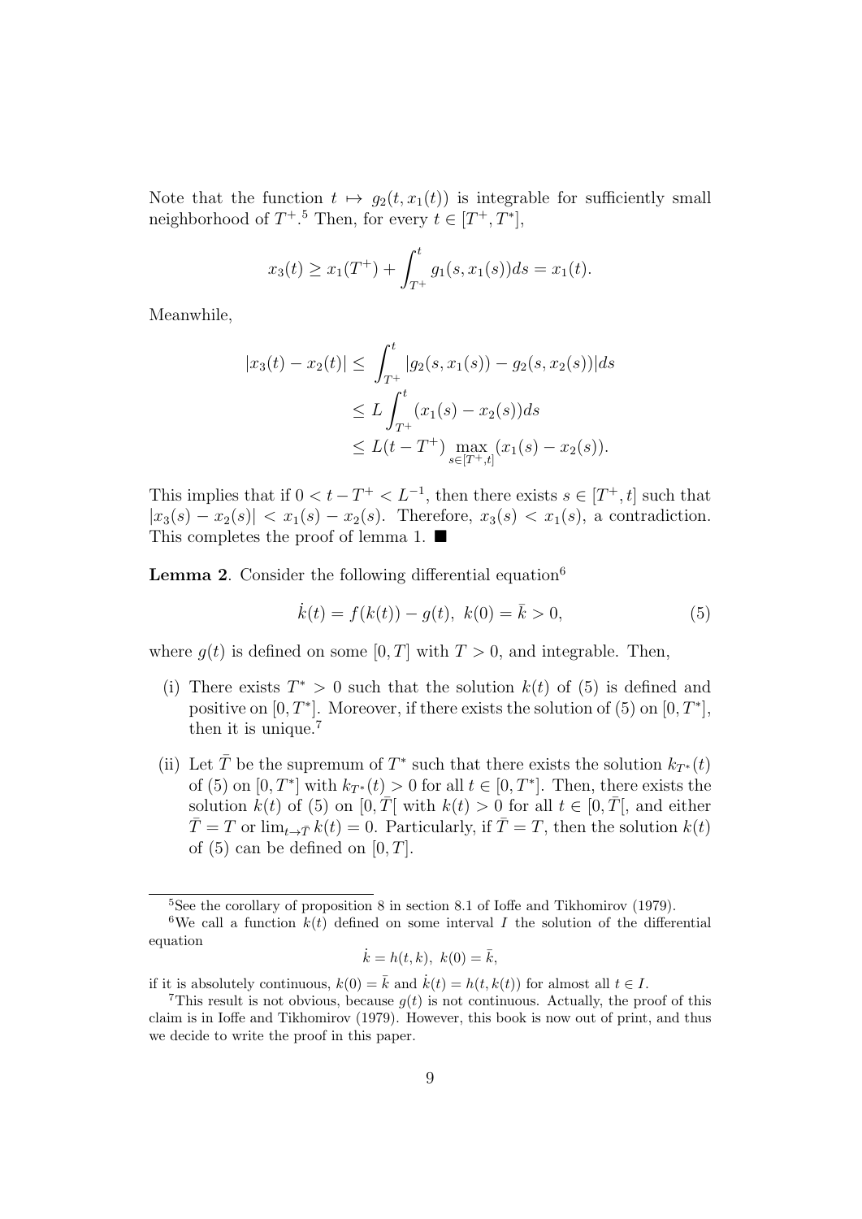Note that the function $t \mapsto g_2(t, x_1(t))$ is integrable for sufficiently small neighborhood of $T^+$.[5] Then, for every $t \in [T^+, T^*]$,

$$x_3(t) \geq x_1(T^+) + \int_{T^+}^{t} g_1(s, x_1(s))ds = x_1(t).$$

Meanwhile,

$$\begin{aligned}
|x_3(t) - x_2(t)| &\leq \int_{T^+}^{t} |g_2(s, x_1(s)) - g_2(s, x_2(s))| ds \\
&\leq L \int_{T^+}^{t} (x_1(s) - x_2(s)) ds \\
&\leq L(t - T^+) \max_{s \in [T^+, t]} (x_1(s) - x_2(s)).
\end{aligned}$$

This implies that if $0 < t - T^+ < L^{-1}$, then there exists $s \in [T^+, t]$ such that $|x_3(s) - x_2(s)| < x_1(s) - x_2(s)$. Therefore, $x_3(s) < x_1(s)$, a contradiction. This completes the proof of lemma 1. ■

**Lemma 2**. Consider the following differential equation[6]

$$\dot{k}(t) = f(k(t)) - g(t), \ k(0) = \bar{k} > 0, \tag{5}$$

where $g(t)$ is defined on some $[0, T]$ with $T > 0$, and integrable. Then,

(i) There exists $T^* > 0$ such that the solution $k(t)$ of (5) is defined and positive on $[0, T^*]$. Moreover, if there exists the solution of (5) on $[0, T^*]$, then it is unique.[7]

(ii) Let $\bar{T}$ be the supremum of $T^*$ such that there exists the solution $k_{T^*}(t)$ of (5) on $[0, T^*]$ with $k_{T^*}(t) > 0$ for all $t \in [0, T^*]$. Then, there exists the solution $k(t)$ of (5) on $[0, \bar{T}[$ with $k(t) > 0$ for all $t \in [0, \bar{T}[$, and either $\bar{T} = T$ or $\lim_{t \to \bar{T}} k(t) = 0$. Particularly, if $\bar{T} = T$, then the solution $k(t)$ of (5) can be defined on $[0, T]$.

---

[5] See the corollary of proposition 8 in section 8.1 of Ioffe and Tikhomirov (1979).

[6] We call a function $k(t)$ defined on some interval $I$ the solution of the differential equation

$$\dot{k} = h(t, k), \ k(0) = \bar{k},$$

if it is absolutely continuous, $k(0) = \bar{k}$ and $\dot{k}(t) = h(t, k(t))$ for almost all $t \in I$.

[7] This result is not obvious, because $g(t)$ is not continuous. Actually, the proof of this claim is in Ioffe and Tikhomirov (1979). However, this book is now out of print, and thus we decide to write the proof in this paper.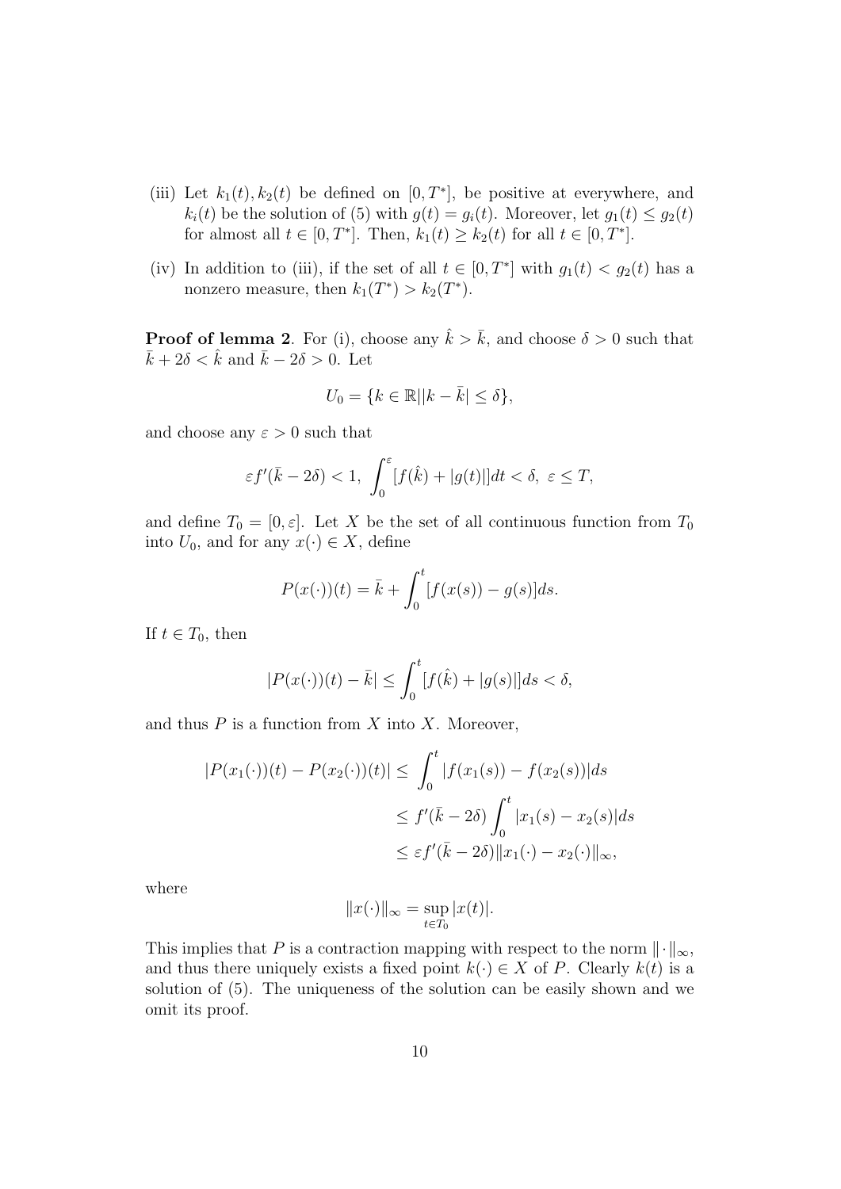(iii) Let $k_1(t), k_2(t)$ be defined on $[0, T^*]$, be positive at everywhere, and $k_i(t)$ be the solution of (5) with $g(t) = g_i(t)$. Moreover, let $g_1(t) \le g_2(t)$ for almost all $t \in [0, T^*]$. Then, $k_1(t) \ge k_2(t)$ for all $t \in [0, T^*]$.

(iv) In addition to (iii), if the set of all $t \in [0, T^*]$ with $g_1(t) < g_2(t)$ has a nonzero measure, then $k_1(T^*) > k_2(T^*)$.

**Proof of lemma 2**. For (i), choose any $\hat{k} > \bar{k}$, and choose $\delta > 0$ such that $\bar{k} + 2\delta < \hat{k}$ and $\bar{k} - 2\delta > 0$. Let

$$U_0 = \{k \in \mathbb{R} || k - \bar{k}| \le \delta\},$$

and choose any $\varepsilon > 0$ such that

$$\varepsilon f'(\bar{k} - 2\delta) < 1, \ \int_0^{\varepsilon} [f(\hat{k}) + |g(t)|] dt < \delta, \ \varepsilon \le T,$$

and define $T_0 = [0, \varepsilon]$. Let $X$ be the set of all continuous function from $T_0$ into $U_0$, and for any $x(\cdot) \in X$, define

$$P(x(\cdot))(t) = \bar{k} + \int_0^t [f(x(s)) - g(s)] ds.$$

If $t \in T_0$, then

$$|P(x(\cdot))(t) - \bar{k}| \le \int_0^t [f(\hat{k}) + |g(s)|] ds < \delta,$$

and thus $P$ is a function from $X$ into $X$. Moreover,

$$\begin{aligned}
|P(x_1(\cdot))(t) - P(x_2(\cdot))(t)| \le & \int_0^t |f(x_1(s)) - f(x_2(s))| ds \\
& \le f'(\bar{k} - 2\delta) \int_0^t |x_1(s) - x_2(s)| ds \\
& \le \varepsilon f'(\bar{k} - 2\delta) \|x_1(\cdot) - x_2(\cdot)\|_\infty,
\end{aligned}$$

where

$$\|x(\cdot)\|_\infty = \sup_{t \in T_0} |x(t)|.$$

This implies that $P$ is a contraction mapping with respect to the norm $\|\cdot\|_\infty$, and thus there uniquely exists a fixed point $k(\cdot) \in X$ of $P$. Clearly $k(t)$ is a solution of (5). The uniqueness of the solution can be easily shown and we omit its proof.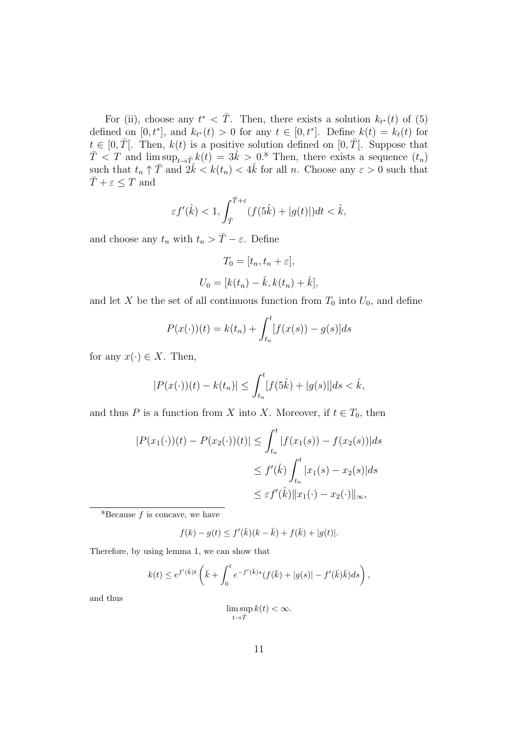For (ii), choose any $t^* < \bar{T}$. Then, there exists a solution $k_{t^*}(t)$ of (5) defined on $[0, t^*]$, and $k_{t^*}(t) > 0$ for any $t \in [0, t^*]$. Define $k(t) = k_t(t)$ for $t \in [0, \bar{T}[$. Then, $k(t)$ is a positive solution defined on $[0, \bar{T}[$. Suppose that $\bar{T} < T$ and $\limsup_{t \to \bar{T}} k(t) = 3\hat{k} > 0$.[8] Then, there exists a sequence $(t_n)$ such that $t_n \uparrow \bar{T}$ and $2\hat{k} < k(t_n) < 4\hat{k}$ for all $n$. Choose any $\varepsilon > 0$ such that $\bar{T} + \varepsilon \le T$ and

$$\varepsilon f'(\hat{k}) < 1, \int_{\bar{T}}^{\bar{T}+\varepsilon} (f(5\hat{k}) + |g(t)|)dt < \hat{k},$$

and choose any $t_n$ with $t_n > \bar{T} - \varepsilon$. Define

$$T_0 = [t_n, t_n + \varepsilon],$$

$$U_0 = [k(t_n) - \hat{k}, k(t_n) + \hat{k}],$$

and let $X$ be the set of all continuous function from $T_0$ into $U_0$, and define

$$P(x(\cdot))(t) = k(t_n) + \int_{t_n}^{t} [f(x(s)) - g(s)]ds$$

for any $x(\cdot) \in X$. Then,

$$|P(x(\cdot))(t) - k(t_n)| \le \int_{t_n}^{t} [f(5\hat{k}) + |g(s)|]ds < \hat{k},$$

and thus $P$ is a function from $X$ into $X$. Moreover, if $t \in T_0$, then

$$\begin{aligned}
|P(x_1(\cdot))(t) - P(x_2(\cdot))(t)| &\le \int_{t_n}^{t} |f(x_1(s)) - f(x_2(s))|ds \\
&\le f'(\hat{k}) \int_{t_n}^{t} |x_1(s) - x_2(s)|ds \\
&\le \varepsilon f'(\hat{k}) \|x_1(\cdot) - x_2(\cdot)\|_\infty,
\end{aligned}$$

---

[8] Because $f$ is concave, we have

$$f(k) - g(t) \le f'(\bar{k})(k - \bar{k}) + f(\bar{k}) + |g(t)|.$$

Therefore, by using lemma 1, we can show that

$$k(t) \le e^{f'(\bar{k})t} \left( \bar{k} + \int_0^t e^{-f'(\bar{k})s} (f(\bar{k}) + |g(s)| - f'(\bar{k})\bar{k}) ds \right),$$

and thus

$$\limsup_{t \to \bar{T}} k(t) < \infty.$$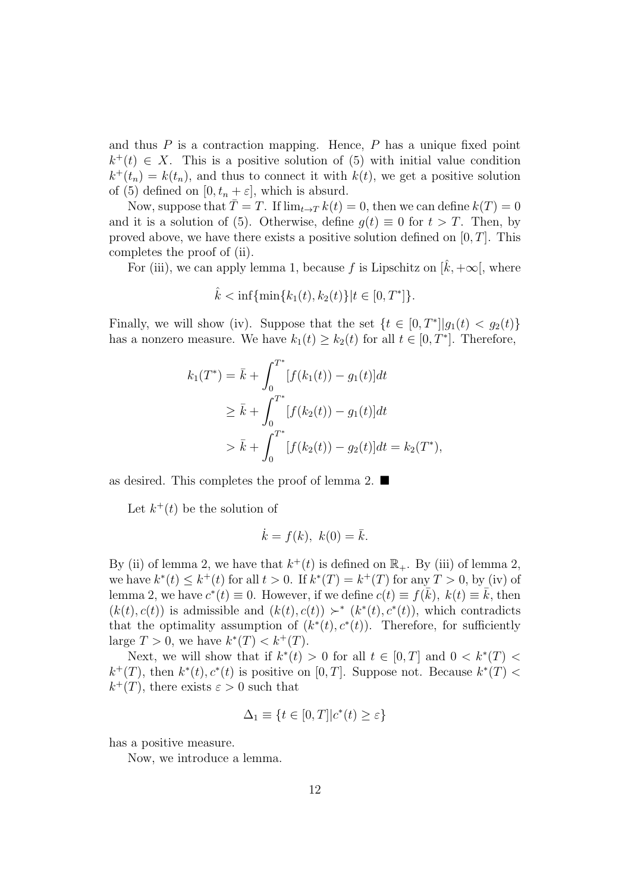and thus $P$ is a contraction mapping. Hence, $P$ has a unique fixed point $k^+(t) \in X$. This is a positive solution of (5) with initial value condition $k^+(t_n) = k(t_n)$, and thus to connect it with $k(t)$, we get a positive solution of (5) defined on $[0, t_n + \varepsilon]$, which is absurd.

Now, suppose that $\bar{T} = T$. If $\lim_{t \to T} k(t) = 0$, then we can define $k(T) = 0$ and it is a solution of (5). Otherwise, define $g(t) \equiv 0$ for $t > T$. Then, by proved above, we have there exists a positive solution defined on $[0, T]$. This completes the proof of (ii).

For (iii), we can apply lemma 1, because $f$ is Lipschitz on $[\hat{k}, +\infty[$, where

$$\hat{k} < \inf\{\min\{k_1(t), k_2(t)\} | t \in [0, T^*]\}.$$

Finally, we will show (iv). Suppose that the set $\{t \in [0, T^*] | g_1(t) < g_2(t)\}$ has a nonzero measure. We have $k_1(t) \geq k_2(t)$ for all $t \in [0, T^*]$. Therefore,

$$\begin{aligned} k_1(T^*) &= \bar{k} + \int_0^{T^*} [f(k_1(t)) - g_1(t)]dt \\ &\geq \bar{k} + \int_0^{T^*} [f(k_2(t)) - g_1(t)]dt \\ &> \bar{k} + \int_0^{T^*} [f(k_2(t)) - g_2(t)]dt = k_2(T^*), \end{aligned}$$

as desired. This completes the proof of lemma 2. ■

Let $k^+(t)$ be the solution of

$$\dot{k} = f(k), \; k(0) = \bar{k}.$$

By (ii) of lemma 2, we have that $k^+(t)$ is defined on $\mathbb{R}_+$. By (iii) of lemma 2, we have $k^*(t) \leq k^+(t)$ for all $t > 0$. If $k^*(T) = k^+(T)$ for any $T > 0$, by (iv) of lemma 2, we have $c^*(t) \equiv 0$. However, if we define $c(t) \equiv f(\bar{k}), \; k(t) \equiv \bar{k}$, then $(k(t), c(t))$ is admissible and $(k(t), c(t)) \succ^* (k^*(t), c^*(t))$, which contradicts that the optimality assumption of $(k^*(t), c^*(t))$. Therefore, for sufficiently large $T > 0$, we have $k^*(T) < k^+(T)$.

Next, we will show that if $k^*(t) > 0$ for all $t \in [0, T]$ and $0 < k^*(T) < k^+(T)$, then $k^*(t), c^*(t)$ is positive on $[0, T]$. Suppose not. Because $k^*(T) < k^+(T)$, there exists $\varepsilon > 0$ such that

$$\Delta_1 \equiv \{t \in [0, T] | c^*(t) \geq \varepsilon\}$$

has a positive measure.

Now, we introduce a lemma.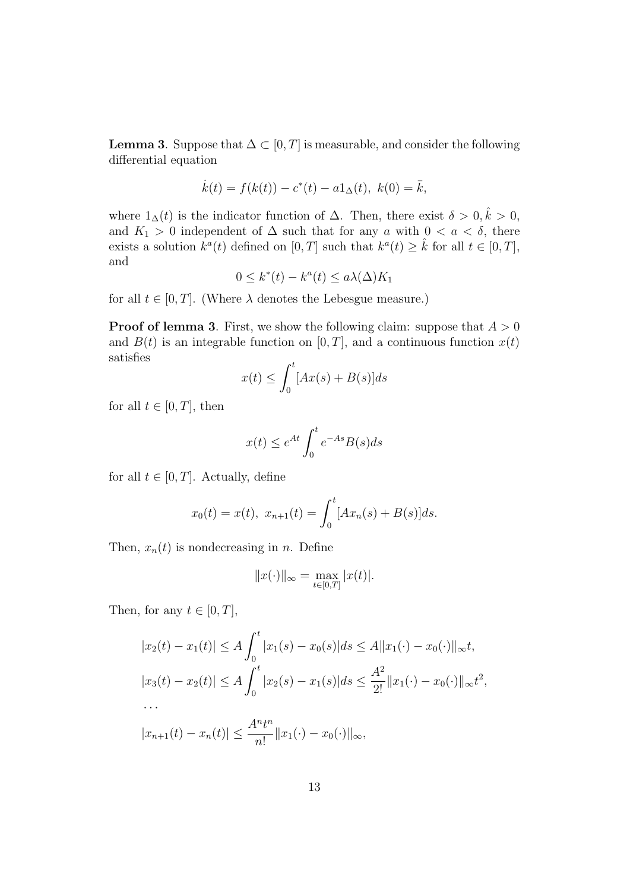**Lemma 3**. Suppose that $\Delta \subset [0,T]$ is measurable, and consider the following differential equation

$$\dot{k}(t) = f(k(t)) - c^*(t) - a1_\Delta(t),\ k(0) = \bar{k},$$

where $1_\Delta(t)$ is the indicator function of $\Delta$. Then, there exist $\delta > 0, \hat{k} > 0$, and $K_1 > 0$ independent of $\Delta$ such that for any $a$ with $0 < a < \delta$, there exists a solution $k^a(t)$ defined on $[0,T]$ such that $k^a(t) \geq \hat{k}$ for all $t \in [0,T]$, and

$$0 \leq k^*(t) - k^a(t) \leq a\lambda(\Delta)K_1$$

for all $t \in [0,T]$. (Where $\lambda$ denotes the Lebesgue measure.)

**Proof of lemma 3**. First, we show the following claim: suppose that $A > 0$ and $B(t)$ is an integrable function on $[0,T]$, and a continuous function $x(t)$ satisfies

$$x(t) \leq \int_0^t [Ax(s) + B(s)]ds$$

for all $t \in [0,T]$, then

$$x(t) \leq e^{At}\int_0^t e^{-As}B(s)ds$$

for all $t \in [0,T]$. Actually, define

$$x_0(t) = x(t),\ x_{n+1}(t) = \int_0^t [Ax_n(s) + B(s)]ds.$$

Then, $x_n(t)$ is nondecreasing in $n$. Define

$$\|x(\cdot)\|_\infty = \max_{t\in[0,T]} |x(t)|.$$

Then, for any $t \in [0,T]$,

$$\begin{aligned}
&|x_2(t) - x_1(t)| \leq A\int_0^t |x_1(s) - x_0(s)|ds \leq A\|x_1(\cdot) - x_0(\cdot)\|_\infty t,\\
&|x_3(t) - x_2(t)| \leq A\int_0^t |x_2(s) - x_1(s)|ds \leq \frac{A^2}{2!}\|x_1(\cdot) - x_0(\cdot)\|_\infty t^2,\\
&\ldots\\
&|x_{n+1}(t) - x_n(t)| \leq \frac{A^n t^n}{n!}\|x_1(\cdot) - x_0(\cdot)\|_\infty,
\end{aligned}$$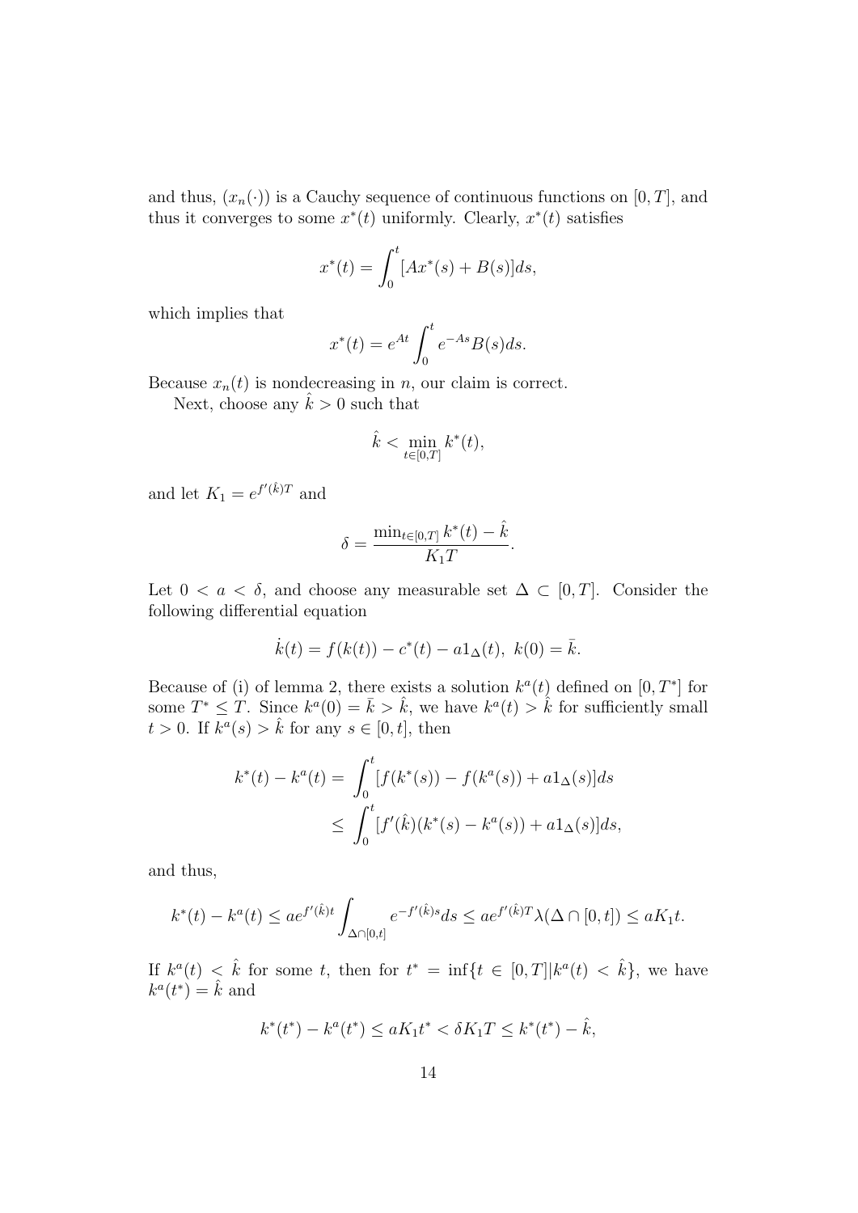and thus, $(x_n(\cdot))$ is a Cauchy sequence of continuous functions on $[0,T]$, and thus it converges to some $x^*(t)$ uniformly. Clearly, $x^*(t)$ satisfies

$$x^*(t) = \int_0^t [Ax^*(s) + B(s)]ds,$$

which implies that

$$x^*(t) = e^{At}\int_0^t e^{-As}B(s)ds.$$

Because $x_n(t)$ is nondecreasing in $n$, our claim is correct.

Next, choose any $\hat{k} > 0$ such that

$$\hat{k} < \min_{t\in[0,T]} k^*(t),$$

and let $K_1 = e^{f'(\hat{k})T}$ and

$$\delta = \frac{\min_{t\in[0,T]} k^*(t) - \hat{k}}{K_1 T}.$$

Let $0 < a < \delta$, and choose any measurable set $\Delta \subset [0,T]$. Consider the following differential equation

$$\dot{k}(t) = f(k(t)) - c^*(t) - a1_\Delta(t),\ k(0) = \bar{k}.$$

Because of (i) of lemma 2, there exists a solution $k^a(t)$ defined on $[0,T^*]$ for some $T^* \le T$. Since $k^a(0) = \bar{k} > \hat{k}$, we have $k^a(t) > \hat{k}$ for sufficiently small $t > 0$. If $k^a(s) > \hat{k}$ for any $s \in [0,t]$, then

$$\begin{aligned} k^*(t) - k^a(t) &= \int_0^t [f(k^*(s)) - f(k^a(s)) + a1_\Delta(s)]ds \\ &\le \int_0^t [f'(\hat{k})(k^*(s) - k^a(s)) + a1_\Delta(s)]ds, \end{aligned}$$

and thus,

$$k^*(t) - k^a(t) \le ae^{f'(\hat{k})t}\int_{\Delta\cap[0,t]} e^{-f'(\hat{k})s}ds \le ae^{f'(\hat{k})T}\lambda(\Delta\cap[0,t]) \le aK_1 t.$$

If $k^a(t) < \hat{k}$ for some $t$, then for $t^* = \inf\{t \in [0,T] | k^a(t) < \hat{k}\}$, we have $k^a(t^*) = \hat{k}$ and

$$k^*(t^*) - k^a(t^*) \le aK_1 t^* < \delta K_1 T \le k^*(t^*) - \hat{k},$$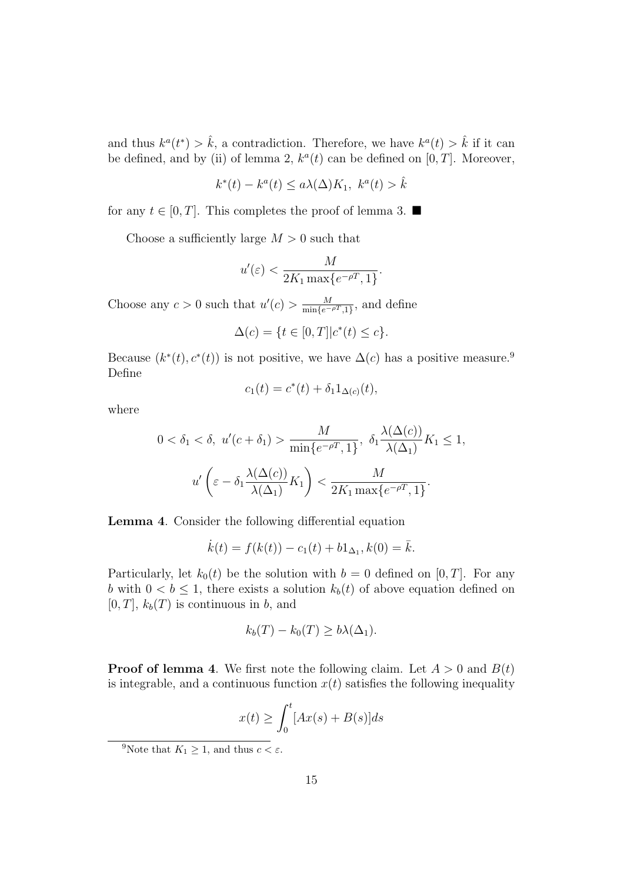and thus $k^a(t^*) > \hat{k}$, a contradiction. Therefore, we have $k^a(t) > \hat{k}$ if it can be defined, and by (ii) of lemma 2, $k^a(t)$ can be defined on $[0, T]$. Moreover,

$$k^*(t) - k^a(t) \leq a\lambda(\Delta)K_1,\ k^a(t) > \hat{k}$$

for any $t \in [0, T]$. This completes the proof of lemma 3. ■

Choose a sufficiently large $M > 0$ such that

$$u'(\varepsilon) < \frac{M}{2K_1 \max\{e^{-\rho T}, 1\}}.$$

Choose any $c > 0$ such that $u'(c) > \frac{M}{\min\{e^{-\rho T}, 1\}}$, and define

$$\Delta(c) = \{t \in [0, T] | c^*(t) \leq c\}.$$

Because $(k^*(t), c^*(t))$ is not positive, we have $\Delta(c)$ has a positive measure.[9] Define

$$c_1(t) = c^*(t) + \delta_1 1_{\Delta(c)}(t),$$

where

$$0 < \delta_1 < \delta,\ u'(c + \delta_1) > \frac{M}{\min\{e^{-\rho T}, 1\}},\ \delta_1 \frac{\lambda(\Delta(c))}{\lambda(\Delta_1)} K_1 \leq 1,$$

$$u'\left(\varepsilon - \delta_1 \frac{\lambda(\Delta(c))}{\lambda(\Delta_1)} K_1\right) < \frac{M}{2K_1 \max\{e^{-\rho T}, 1\}}.$$

**Lemma 4**. Consider the following differential equation

$$\dot{k}(t) = f(k(t)) - c_1(t) + b 1_{\Delta_1}, k(0) = \bar{k}.$$

Particularly, let $k_0(t)$ be the solution with $b = 0$ defined on $[0, T]$. For any $b$ with $0 < b \leq 1$, there exists a solution $k_b(t)$ of above equation defined on $[0, T]$, $k_b(T)$ is continuous in $b$, and

$$k_b(T) - k_0(T) \geq b\lambda(\Delta_1).$$

**Proof of lemma 4**. We first note the following claim. Let $A > 0$ and $B(t)$ is integrable, and a continuous function $x(t)$ satisfies the following inequality

$$x(t) \geq \int_0^t [Ax(s) + B(s)]ds$$

[9] Note that $K_1 \geq 1$, and thus $c < \varepsilon$.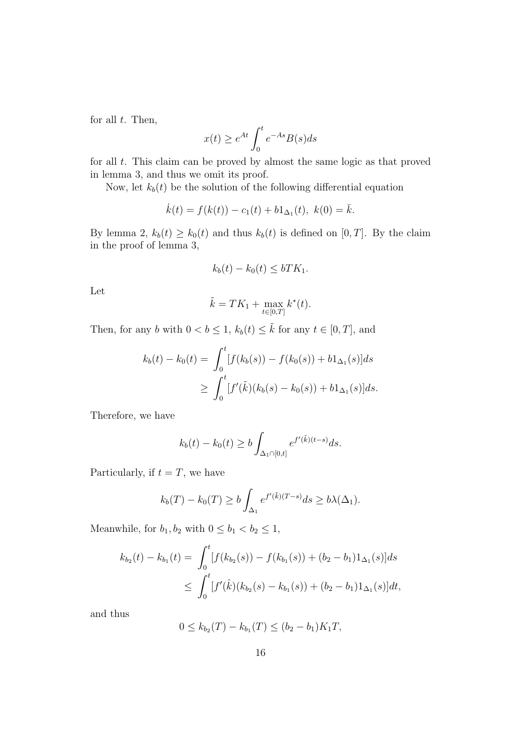for all $t$. Then,

$$x(t) \geq e^{At} \int_0^t e^{-As} B(s) ds$$

for all $t$. This claim can be proved by almost the same logic as that proved in lemma 3, and thus we omit its proof.

Now, let $k_b(t)$ be the solution of the following differential equation

$$\dot{k}(t) = f(k(t)) - c_1(t) + b1_{\Delta_1}(t), \ k(0) = \bar{k}.$$

By lemma 2, $k_b(t) \geq k_0(t)$ and thus $k_b(t)$ is defined on $[0, T]$. By the claim in the proof of lemma 3,

$$k_b(t) - k_0(t) \leq bTK_1.$$

Let

$$\tilde{k} = TK_1 + \max_{t \in [0,T]} k^*(t).$$

Then, for any $b$ with $0 < b \leq 1$, $k_b(t) \leq \tilde{k}$ for any $t \in [0, T]$, and

$$\begin{aligned} k_b(t) - k_0(t) = & \int_0^t [f(k_b(s)) - f(k_0(s)) + b1_{\Delta_1}(s)] ds \\ \geq & \int_0^t [f'(\tilde{k})(k_b(s) - k_0(s)) + b1_{\Delta_1}(s)] ds. \end{aligned}$$

Therefore, we have

$$k_b(t) - k_0(t) \geq b \int_{\Delta_1 \cap [0,t]} e^{f'(\tilde{k})(t-s)} ds.$$

Particularly, if $t = T$, we have

$$k_b(T) - k_0(T) \geq b \int_{\Delta_1} e^{f'(\tilde{k})(T-s)} ds \geq b\lambda(\Delta_1).$$

Meanwhile, for $b_1, b_2$ with $0 \leq b_1 < b_2 \leq 1$,

$$\begin{aligned} k_{b_2}(t) - k_{b_1}(t) = & \int_0^t [f(k_{b_2}(s)) - f(k_{b_1}(s)) + (b_2 - b_1)1_{\Delta_1}(s)] ds \\ \leq & \int_0^t [f'(\hat{k})(k_{b_2}(s) - k_{b_1}(s)) + (b_2 - b_1)1_{\Delta_1}(s)] dt, \end{aligned}$$

and thus

$$0 \leq k_{b_2}(T) - k_{b_1}(T) \leq (b_2 - b_1)K_1 T,$$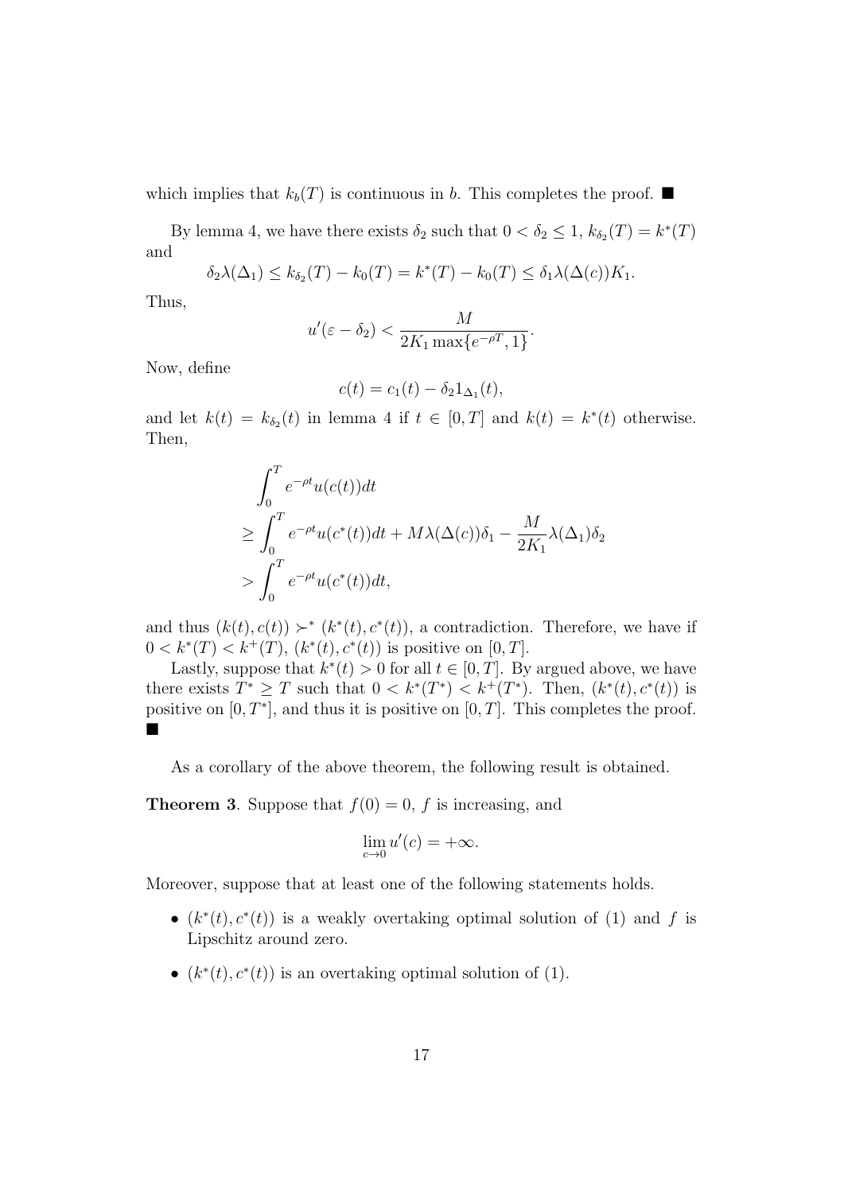which implies that $k_b(T)$ is continuous in $b$. This completes the proof. ■

By lemma 4, we have there exists $\delta_2$ such that $0 < \delta_2 \le 1$, $k_{\delta_2}(T) = k^*(T)$ and

$$\delta_2 \lambda(\Delta_1) \le k_{\delta_2}(T) - k_0(T) = k^*(T) - k_0(T) \le \delta_1 \lambda(\Delta(c)) K_1.$$

Thus,

$$u'(\varepsilon - \delta_2) < \frac{M}{2K_1 \max\{e^{-\rho T}, 1\}}.$$

Now, define

$$c(t) = c_1(t) - \delta_2 1_{\Delta_1}(t),$$

and let $k(t) = k_{\delta_2}(t)$ in lemma 4 if $t \in [0, T]$ and $k(t) = k^*(t)$ otherwise. Then,

$$\begin{aligned}
&\int_0^T e^{-\rho t} u(c(t)) dt \\
\ge &\int_0^T e^{-\rho t} u(c^*(t)) dt + M\lambda(\Delta(c))\delta_1 - \frac{M}{2K_1}\lambda(\Delta_1)\delta_2 \\
> &\int_0^T e^{-\rho t} u(c^*(t)) dt,
\end{aligned}$$

and thus $(k(t), c(t)) \succ^* (k^*(t), c^*(t))$, a contradiction. Therefore, we have if $0 < k^*(T) < k^+(T)$, $(k^*(t), c^*(t))$ is positive on $[0, T]$.

Lastly, suppose that $k^*(t) > 0$ for all $t \in [0, T]$. By argued above, we have there exists $T^* \ge T$ such that $0 < k^*(T^*) < k^+(T^*)$. Then, $(k^*(t), c^*(t))$ is positive on $[0, T^*]$, and thus it is positive on $[0, T]$. This completes the proof. ■

As a corollary of the above theorem, the following result is obtained.

**Theorem 3**. Suppose that $f(0) = 0$, $f$ is increasing, and

$$\lim_{c \to 0} u'(c) = +\infty.$$

Moreover, suppose that at least one of the following statements holds.

- $(k^*(t), c^*(t))$ is a weakly overtaking optimal solution of (1) and $f$ is Lipschitz around zero.
- $(k^*(t), c^*(t))$ is an overtaking optimal solution of (1).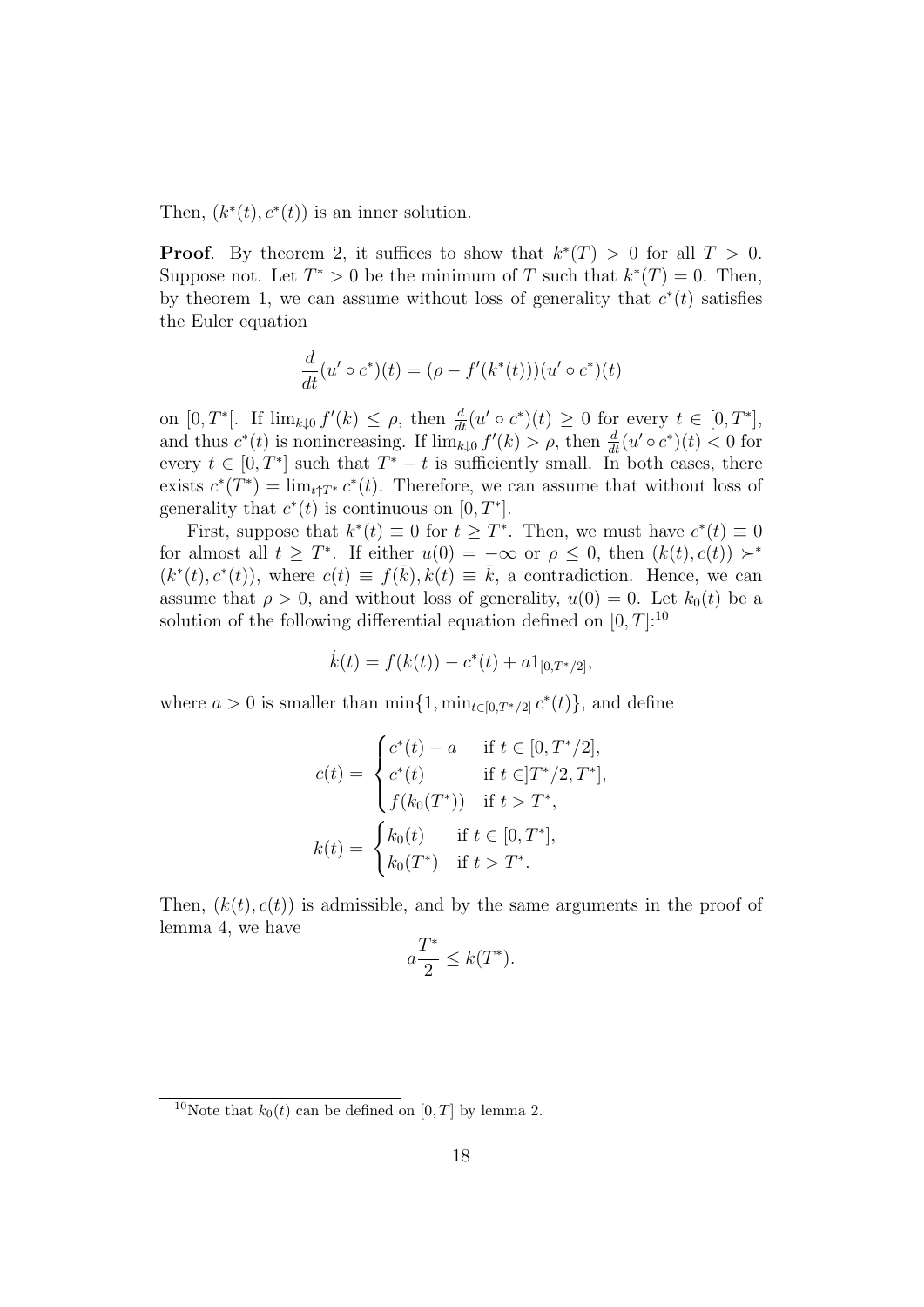Then, $(k^*(t), c^*(t))$ is an inner solution.

**Proof**. By theorem 2, it suffices to show that $k^*(T) > 0$ for all $T > 0$. Suppose not. Let $T^* > 0$ be the minimum of $T$ such that $k^*(T) = 0$. Then, by theorem 1, we can assume without loss of generality that $c^*(t)$ satisfies the Euler equation

$$\frac{d}{dt}(u' \circ c^*)(t) = (\rho - f'(k^*(t)))(u' \circ c^*)(t)$$

on $[0, T^*[$. If $\lim_{k \downarrow 0} f'(k) \le \rho$, then $\frac{d}{dt}(u' \circ c^*)(t) \ge 0$ for every $t \in [0, T^*]$, and thus $c^*(t)$ is nonincreasing. If $\lim_{k \downarrow 0} f'(k) > \rho$, then $\frac{d}{dt}(u' \circ c^*)(t) < 0$ for every $t \in [0, T^*]$ such that $T^* - t$ is sufficiently small. In both cases, there exists $c^*(T^*) = \lim_{t \uparrow T^*} c^*(t)$. Therefore, we can assume that without loss of generality that $c^*(t)$ is continuous on $[0, T^*]$.

First, suppose that $k^*(t) \equiv 0$ for $t \ge T^*$. Then, we must have $c^*(t) \equiv 0$ for almost all $t \ge T^*$. If either $u(0) = -\infty$ or $\rho \le 0$, then $(k(t), c(t)) \succ^* (k^*(t), c^*(t))$, where $c(t) \equiv f(\bar{k}), k(t) \equiv \bar{k}$, a contradiction. Hence, we can assume that $\rho > 0$, and without loss of generality, $u(0) = 0$. Let $k_0(t)$ be a solution of the following differential equation defined on $[0, T]$:[10]

$$\dot{k}(t) = f(k(t)) - c^*(t) + a 1_{[0, T^*/2]},$$

where $a > 0$ is smaller than $\min\{1, \min_{t \in [0, T^*/2]} c^*(t)\}$, and define

$$c(t) = \begin{cases} c^*(t) - a & \text{if } t \in [0, T^*/2], \\ c^*(t) & \text{if } t \in ]T^*/2, T^*], \\ f(k_0(T^*)) & \text{if } t > T^*, \end{cases}$$

$$k(t) = \begin{cases} k_0(t) & \text{if } t \in [0, T^*], \\ k_0(T^*) & \text{if } t > T^*. \end{cases}$$

Then, $(k(t), c(t))$ is admissible, and by the same arguments in the proof of lemma 4, we have

$$a \frac{T^*}{2} \le k(T^*).$$

[10] Note that $k_0(t)$ can be defined on $[0, T]$ by lemma 2.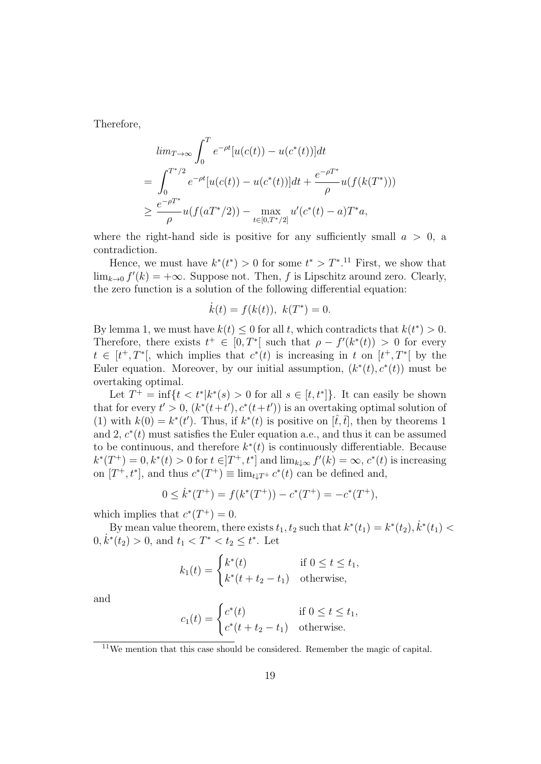Therefore,

$$
\begin{aligned}
& lim_{T\to\infty}\int_0^T e^{-\rho t}[u(c(t))-u(c^*(t))]dt \\
= & \int_0^{T^*/2} e^{-\rho t}[u(c(t))-u(c^*(t))]dt + \frac{e^{-\rho T^*}}{\rho}u(f(k(T^*))) \\
\geq & \frac{e^{-\rho T^*}}{\rho}u(f(aT^*/2)) - \max_{t\in[0,T^*/2]} u'(c^*(t)-a)T^*a,
\end{aligned}
$$

where the right-hand side is positive for any sufficiently small $a > 0$, a contradiction.

Hence, we must have $k^*(t^*) > 0$ for some $t^* > T^*$.[11] First, we show that $\lim_{k\to 0} f'(k) = +\infty$. Suppose not. Then, $f$ is Lipschitz around zero. Clearly, the zero function is a solution of the following differential equation:

$$
\dot{k}(t) = f(k(t)),\ k(T^*) = 0.
$$

By lemma 1, we must have $k(t) \leq 0$ for all $t$, which contradicts that $k(t^*) > 0$. Therefore, there exists $t^+ \in [0, T^*[$ such that $\rho - f'(k^*(t)) > 0$ for every $t \in [t^+, T^*[$, which implies that $c^*(t)$ is increasing in $t$ on $[t^+, T^*[$ by the Euler equation. Moreover, by our initial assumption, $(k^*(t), c^*(t))$ must be overtaking optimal.

Let $T^+ = \inf\{t < t^* | k^*(s) > 0 \text{ for all } s \in [t, t^*]\}$. It can easily be shown that for every $t' > 0$, $(k^*(t+t'), c^*(t+t'))$ is an overtaking optimal solution of (1) with $k(0) = k^*(t')$. Thus, if $k^*(t)$ is positive on $[\hat{t}, \bar{t}]$, then by theorems 1 and 2, $c^*(t)$ must satisfies the Euler equation a.e., and thus it can be assumed to be continuous, and therefore $k^*(t)$ is continuously differentiable. Because $k^*(T^+) = 0, k^*(t) > 0$ for $t \in ]T^+, t^*]$ and $\lim_{k\downarrow\infty} f'(k) = \infty$, $c^*(t)$ is increasing on $[T^+, t^*]$, and thus $c^*(T^+) \equiv \lim_{t\downarrow T^+} c^*(t)$ can be defined and,

$$
0 \leq \dot{k}^*(T^+) = f(k^*(T^+)) - c^*(T^+) = -c^*(T^+),
$$

which implies that $c^*(T^+) = 0$.

By mean value theorem, there exists $t_1, t_2$ such that $k^*(t_1) = k^*(t_2), \dot{k}^*(t_1) < 0, \dot{k}^*(t_2) > 0$, and $t_1 < T^* < t_2 \leq t^*$. Let

$$
k_1(t) = \begin{cases} k^*(t) & \text{if } 0 \leq t \leq t_1, \\ k^*(t + t_2 - t_1) & \text{otherwise,} \end{cases}
$$

and

$$
c_1(t) = \begin{cases} c^*(t) & \text{if } 0 \leq t \leq t_1, \\ c^*(t + t_2 - t_1) & \text{otherwise.} \end{cases}
$$

[11] We mention that this case should be considered. Remember the magic of capital.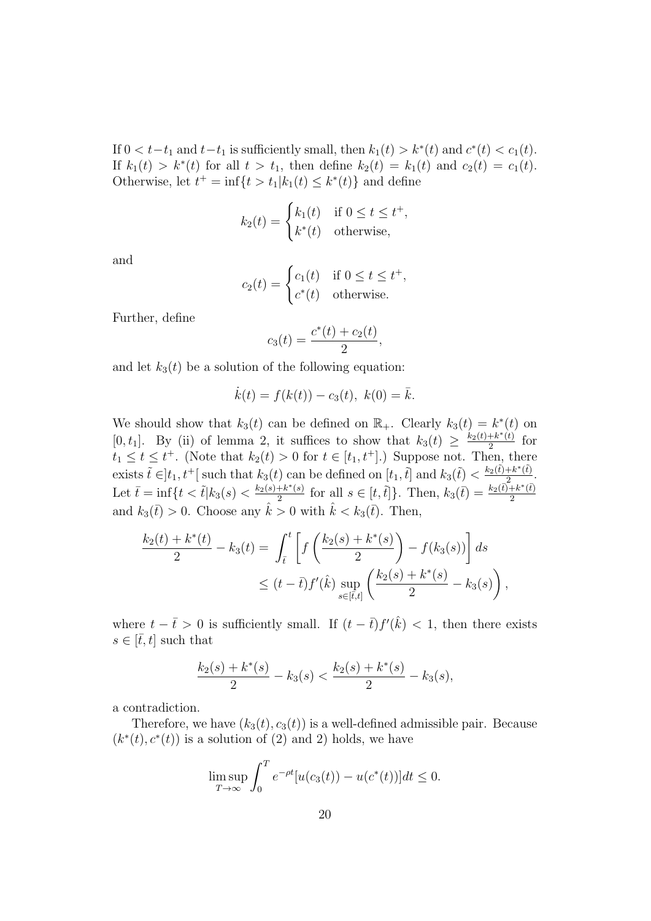If $0 < t - t_1$ and $t - t_1$ is sufficiently small, then $k_1(t) > k^*(t)$ and $c^*(t) < c_1(t)$. If $k_1(t) > k^*(t)$ for all $t > t_1$, then define $k_2(t) = k_1(t)$ and $c_2(t) = c_1(t)$. Otherwise, let $t^+ = \inf\{t > t_1 | k_1(t) \le k^*(t)\}$ and define

$$k_2(t) = \begin{cases} k_1(t) & \text{if } 0 \le t \le t^+, \\ k^*(t) & \text{otherwise,} \end{cases}$$

and

$$c_2(t) = \begin{cases} c_1(t) & \text{if } 0 \le t \le t^+, \\ c^*(t) & \text{otherwise.} \end{cases}$$

Further, define

$$c_3(t) = \frac{c^*(t) + c_2(t)}{2},$$

and let $k_3(t)$ be a solution of the following equation:

$$\dot{k}(t) = f(k(t)) - c_3(t),\ k(0) = \bar{k}.$$

We should show that $k_3(t)$ can be defined on $\mathbb{R}_+$. Clearly $k_3(t) = k^*(t)$ on $[0, t_1]$. By (ii) of lemma 2, it suffices to show that $k_3(t) \ge \frac{k_2(t)+k^*(t)}{2}$ for $t_1 \le t \le t^+$. (Note that $k_2(t) > 0$ for $t \in [t_1, t^+]$.) Suppose not. Then, there exists $\tilde{t} \in ]t_1, t^+[$ such that $k_3(t)$ can be defined on $[t_1, \tilde{t}]$ and $k_3(\tilde{t}) < \frac{k_2(\tilde{t})+k^*(\tilde{t})}{2}$. Let $\bar{t} = \inf\{t < \tilde{t} | k_3(s) < \frac{k_2(s)+k^*(s)}{2} \text{ for all } s \in [t, \tilde{t}]\}$. Then, $k_3(\bar{t}) = \frac{k_2(\bar{t})+k^*(\bar{t})}{2}$ and $k_3(\bar{t}) > 0$. Choose any $\hat{k} > 0$ with $\hat{k} < k_3(\bar{t})$. Then,

$$\begin{aligned}
\frac{k_2(t) + k^*(t)}{2} - k_3(t) &= \int_{\bar{t}}^{t} \left[ f\left( \frac{k_2(s) + k^*(s)}{2} \right) - f(k_3(s)) \right] ds \\
&\le (t - \bar{t}) f'(\hat{k}) \sup_{s \in [\bar{t}, t]} \left( \frac{k_2(s) + k^*(s)}{2} - k_3(s) \right),
\end{aligned}$$

where $t - \bar{t} > 0$ is sufficiently small. If $(t - \bar{t}) f'(\hat{k}) < 1$, then there exists $s \in [\bar{t}, t]$ such that

$$\frac{k_2(s) + k^*(s)}{2} - k_3(s) < \frac{k_2(s) + k^*(s)}{2} - k_3(s),$$

a contradiction.

Therefore, we have $(k_3(t), c_3(t))$ is a well-defined admissible pair. Because $(k^*(t), c^*(t))$ is a solution of (2) and 2) holds, we have

$$\limsup_{T \to \infty} \int_0^T e^{-\rho t} [u(c_3(t)) - u(c^*(t))] dt \le 0.$$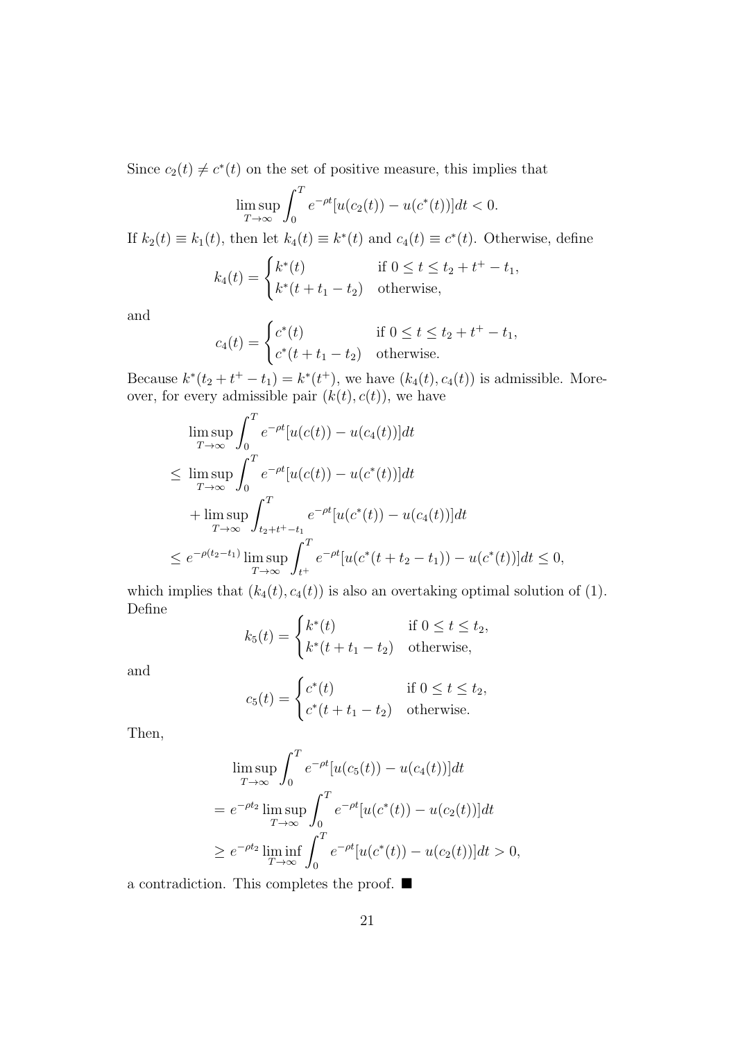Since $c_2(t) \neq c^*(t)$ on the set of positive measure, this implies that

$$\limsup_{T\to\infty} \int_0^T e^{-\rho t}[u(c_2(t)) - u(c^*(t))]dt < 0.$$

If $k_2(t) \equiv k_1(t)$, then let $k_4(t) \equiv k^*(t)$ and $c_4(t) \equiv c^*(t)$. Otherwise, define

$$k_4(t) = \begin{cases} k^*(t) & \text{if } 0 \le t \le t_2 + t^+ - t_1, \\ k^*(t + t_1 - t_2) & \text{otherwise,} \end{cases}$$

and

$$c_4(t) = \begin{cases} c^*(t) & \text{if } 0 \le t \le t_2 + t^+ - t_1, \\ c^*(t + t_1 - t_2) & \text{otherwise.} \end{cases}$$

Because $k^*(t_2 + t^+ - t_1) = k^*(t^+)$, we have $(k_4(t), c_4(t))$ is admissible. Moreover, for every admissible pair $(k(t), c(t))$, we have

$$\begin{aligned}
&\limsup_{T\to\infty} \int_0^T e^{-\rho t}[u(c(t)) - u(c_4(t))]dt \\
\le\ &\limsup_{T\to\infty} \int_0^T e^{-\rho t}[u(c(t)) - u(c^*(t))]dt \\
&+ \limsup_{T\to\infty} \int_{t_2+t^+-t_1}^T e^{-\rho t}[u(c^*(t)) - u(c_4(t))]dt \\
\le\ & e^{-\rho(t_2-t_1)} \limsup_{T\to\infty} \int_{t^+}^T e^{-\rho t}[u(c^*(t + t_2 - t_1)) - u(c^*(t))]dt \le 0,
\end{aligned}$$

which implies that $(k_4(t), c_4(t))$ is also an overtaking optimal solution of (1). Define

$$k_5(t) = \begin{cases} k^*(t) & \text{if } 0 \le t \le t_2, \\ k^*(t + t_1 - t_2) & \text{otherwise,} \end{cases}$$

and

$$c_5(t) = \begin{cases} c^*(t) & \text{if } 0 \le t \le t_2, \\ c^*(t + t_1 - t_2) & \text{otherwise.} \end{cases}$$

Then,

$$\begin{aligned}
&\limsup_{T\to\infty} \int_0^T e^{-\rho t}[u(c_5(t)) - u(c_4(t))]dt \\
=\ & e^{-\rho t_2} \limsup_{T\to\infty} \int_0^T e^{-\rho t}[u(c^*(t)) - u(c_2(t))]dt \\
\ge\ & e^{-\rho t_2} \liminf_{T\to\infty} \int_0^T e^{-\rho t}[u(c^*(t)) - u(c_2(t))]dt > 0,
\end{aligned}$$

a contradiction. This completes the proof. ■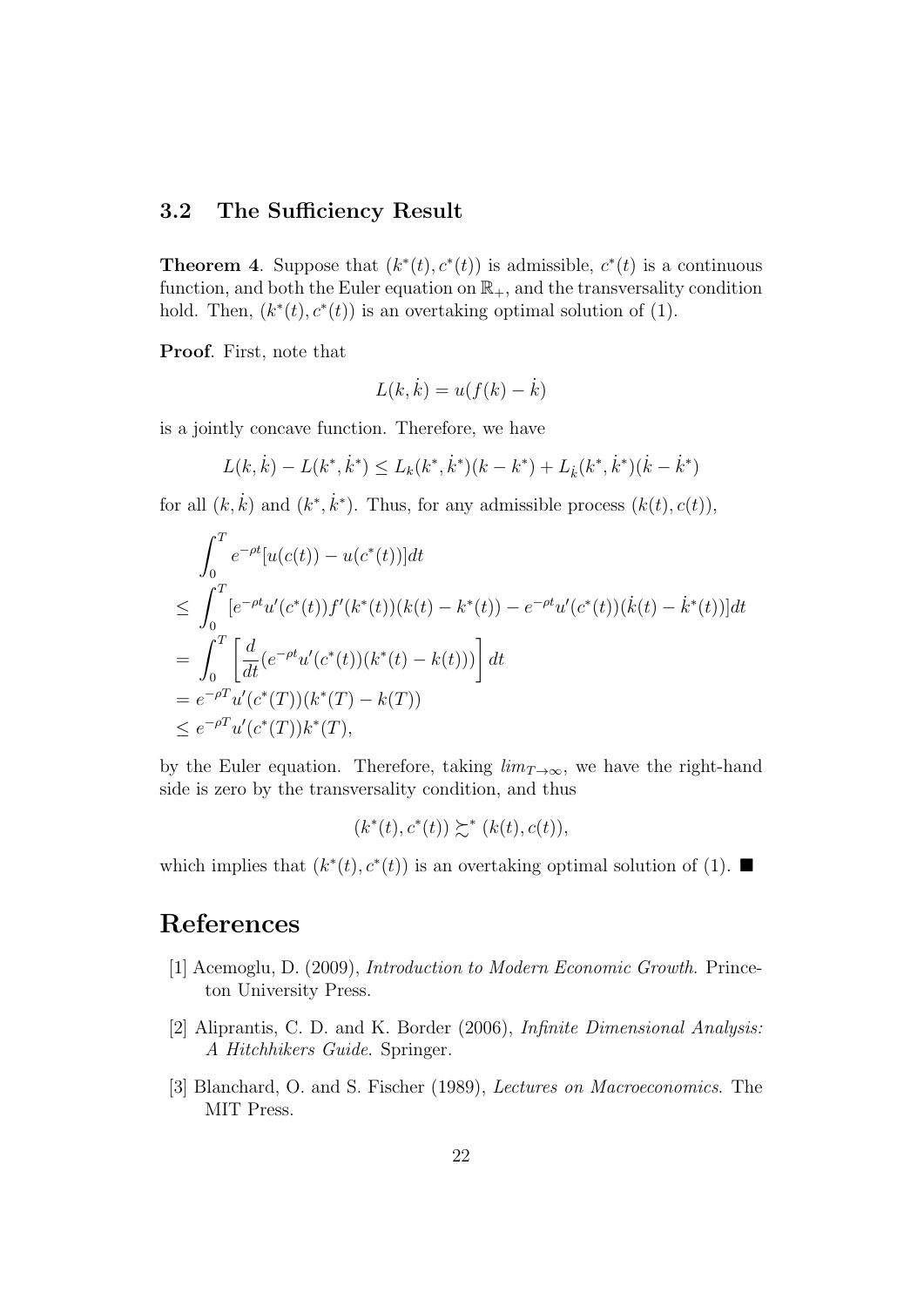### 3.2 The Sufficiency Result

**Theorem 4**. Suppose that $(k^*(t), c^*(t))$ is admissible, $c^*(t)$ is a continuous function, and both the Euler equation on $\mathbb{R}_+$, and the transversality condition hold. Then, $(k^*(t), c^*(t))$ is an overtaking optimal solution of (1).

**Proof**. First, note that

$$L(k, \dot{k}) = u(f(k) - \dot{k})$$

is a jointly concave function. Therefore, we have

$$L(k, \dot{k}) - L(k^*, \dot{k}^*) \leq L_k(k^*, \dot{k}^*)(k - k^*) + L_{\dot{k}}(k^*, \dot{k}^*)(\dot{k} - \dot{k}^*)$$

for all $(k, \dot{k})$ and $(k^*, \dot{k}^*)$. Thus, for any admissible process $(k(t), c(t))$,

$$\begin{aligned}
&\int_0^T e^{-\rho t}[u(c(t)) - u(c^*(t))]dt \\
\leq &\int_0^T [e^{-\rho t}u'(c^*(t))f'(k^*(t))(k(t) - k^*(t)) - e^{-\rho t}u'(c^*(t))(\dot{k}(t) - \dot{k}^*(t))]dt \\
= &\int_0^T \left[\frac{d}{dt}(e^{-\rho t}u'(c^*(t))(k^*(t) - k(t)))\right] dt \\
&= e^{-\rho T}u'(c^*(T))(k^*(T) - k(T)) \\
&\leq e^{-\rho T}u'(c^*(T))k^*(T),
\end{aligned}$$

by the Euler equation. Therefore, taking $lim_{T\to\infty}$, we have the right-hand side is zero by the transversality condition, and thus

$$(k^*(t), c^*(t)) \succsim^* (k(t), c(t)),$$

which implies that $(k^*(t), c^*(t))$ is an overtaking optimal solution of (1). ■

# References

[1] Acemoglu, D. (2009), *Introduction to Modern Economic Growth*. Princeton University Press.

[2] Aliprantis, C. D. and K. Border (2006), *Infinite Dimensional Analysis: A Hitchhikers Guide*. Springer.

[3] Blanchard, O. and S. Fischer (1989), *Lectures on Macroeconomics*. The MIT Press.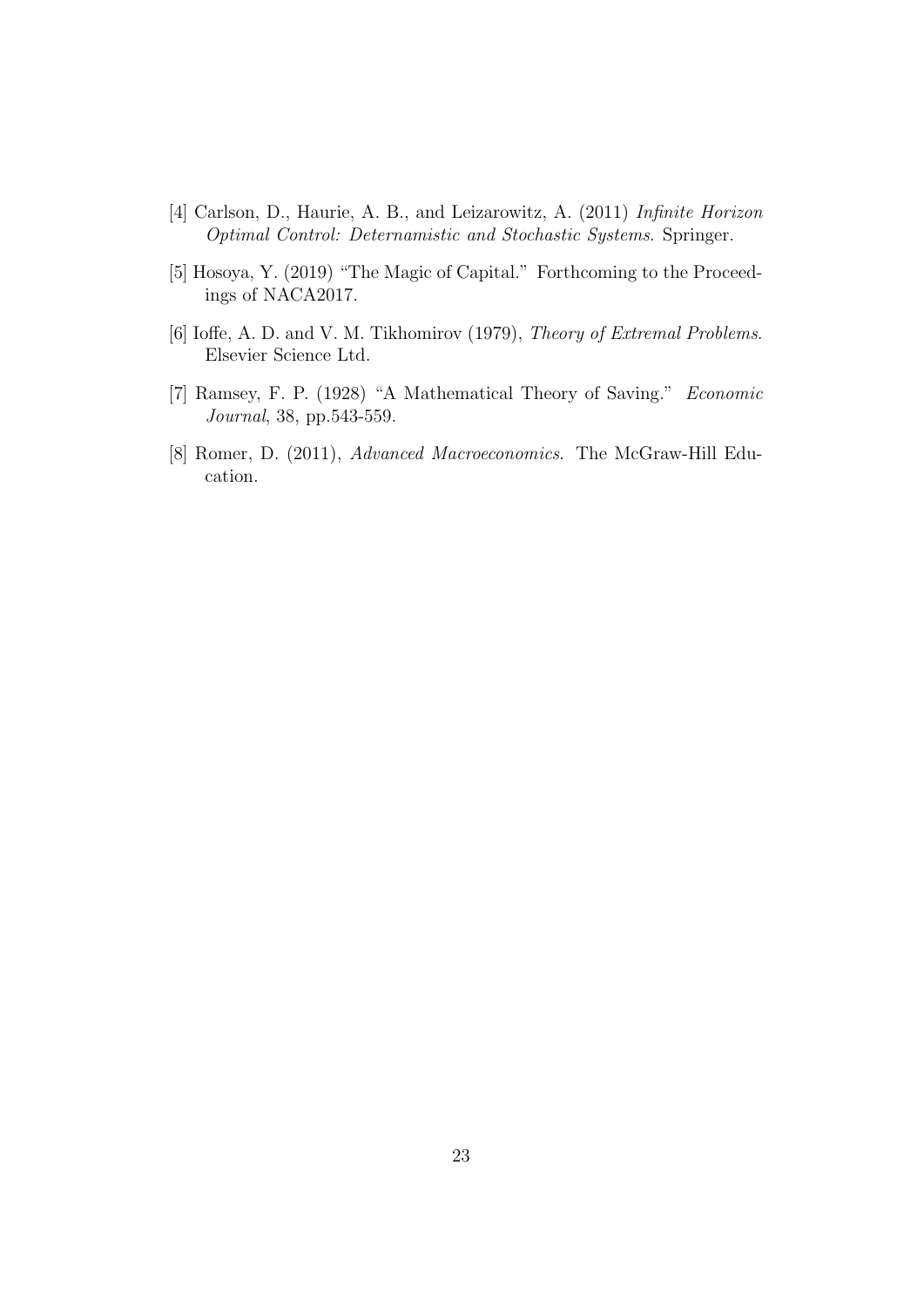[4] Carlson, D., Haurie, A. B., and Leizarowitz, A. (2011) *Infinite Horizon Optimal Control: Deternamistic and Stochastic Systems*. Springer.

[5] Hosoya, Y. (2019) "The Magic of Capital." Forthcoming to the Proceedings of NACA2017.

[6] Ioffe, A. D. and V. M. Tikhomirov (1979), *Theory of Extremal Problems*. Elsevier Science Ltd.

[7] Ramsey, F. P. (1928) "A Mathematical Theory of Saving." *Economic Journal*, 38, pp.543-559.

[8] Romer, D. (2011), *Advanced Macroeconomics*. The McGraw-Hill Education.